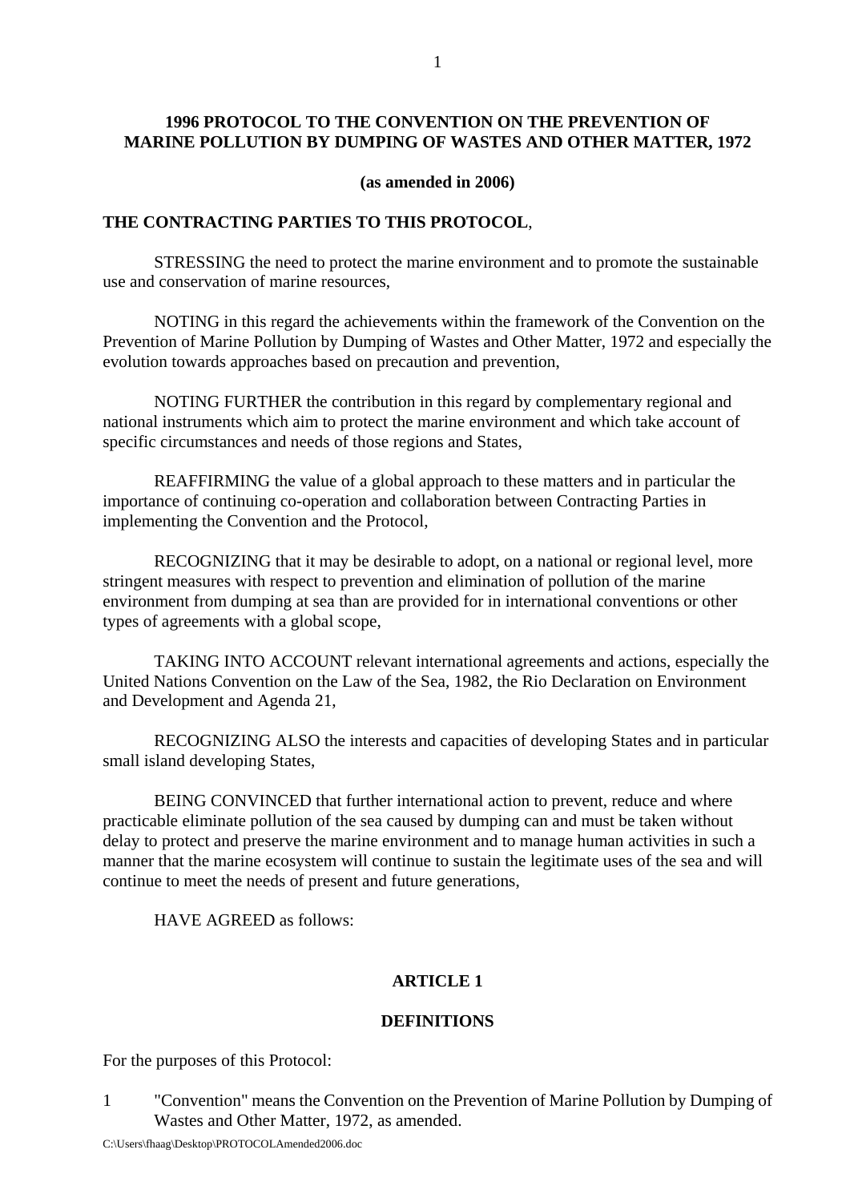# 1996 PROTOCOL TO THE CONVENTION ON THE PREVENTION OF MARINE POLLUTION BY DUMPING OF WASTES AND OTHER MATTER, 1972

**(as amended in 2006)**

**THE CONTRACTING PARTIES TO THIS PROTOCOL**,

STRESSING the need to protect the marine environment and to promote the sustainable use and conservation of marine resources,

NOTING in this regard the achievements within the framework of the Convention on the Prevention of Marine Pollution by Dumping of Wastes and Other Matter, 1972 and especially the evolution towards approaches based on precaution and prevention,

NOTING FURTHER the contribution in this regard by complementary regional and national instruments which aim to protect the marine environment and which take account of specific circumstances and needs of those regions and States,

REAFFIRMING the value of a global approach to these matters and in particular the importance of continuing co-operation and collaboration between Contracting Parties in implementing the Convention and the Protocol,

RECOGNIZING that it may be desirable to adopt, on a national or regional level, more stringent measures with respect to prevention and elimination of pollution of the marine environment from dumping at sea than are provided for in international conventions or other types of agreements with a global scope,

TAKING INTO ACCOUNT relevant international agreements and actions, especially the United Nations Convention on the Law of the Sea, 1982, the Rio Declaration on Environment and Development and Agenda 21,

RECOGNIZING ALSO the interests and capacities of developing States and in particular small island developing States,

BEING CONVINCED that further international action to prevent, reduce and where practicable eliminate pollution of the sea caused by dumping can and must be taken without delay to protect and preserve the marine environment and to manage human activities in such a manner that the marine ecosystem will continue to sustain the legitimate uses of the sea and will continue to meet the needs of present and future generations,

HAVE AGREED as follows:

## ARTICLE 1

## DEFINITIONS

For the purposes of this Protocol:

1 "Convention" means the Convention on the Prevention of Marine Pollution by Dumping of Wastes and Other Matter, 1972, as amended.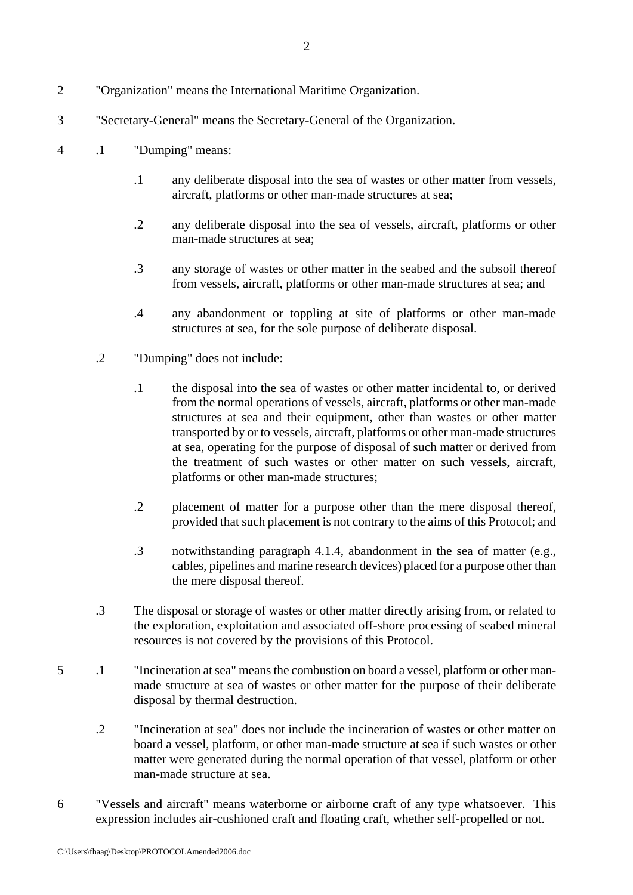2 "Organization" means the International Maritime Organization.

3 "Secretary-General" means the Secretary-General of the Organization.

4 .1 "Dumping" means:

.1 any deliberate disposal into the sea of wastes or other matter from vessels, aircraft, platforms or other man-made structures at sea;

.2 any deliberate disposal into the sea of vessels, aircraft, platforms or other man-made structures at sea;

.3 any storage of wastes or other matter in the seabed and the subsoil thereof from vessels, aircraft, platforms or other man-made structures at sea; and

.4 any abandonment or toppling at site of platforms or other man-made structures at sea, for the sole purpose of deliberate disposal.

.2 "Dumping" does not include:

.1 the disposal into the sea of wastes or other matter incidental to, or derived from the normal operations of vessels, aircraft, platforms or other man-made structures at sea and their equipment, other than wastes or other matter transported by or to vessels, aircraft, platforms or other man-made structures at sea, operating for the purpose of disposal of such matter or derived from the treatment of such wastes or other matter on such vessels, aircraft, platforms or other man-made structures;

.2 placement of matter for a purpose other than the mere disposal thereof, provided that such placement is not contrary to the aims of this Protocol; and

.3 notwithstanding paragraph 4.1.4, abandonment in the sea of matter (e.g., cables, pipelines and marine research devices) placed for a purpose other than the mere disposal thereof.

.3 The disposal or storage of wastes or other matter directly arising from, or related to the exploration, exploitation and associated off-shore processing of seabed mineral resources is not covered by the provisions of this Protocol.

5 .1 "Incineration at sea" means the combustion on board a vessel, platform or other man-made structure at sea of wastes or other matter for the purpose of their deliberate disposal by thermal destruction.

.2 "Incineration at sea" does not include the incineration of wastes or other matter on board a vessel, platform, or other man-made structure at sea if such wastes or other matter were generated during the normal operation of that vessel, platform or other man-made structure at sea.

6 "Vessels and aircraft" means waterborne or airborne craft of any type whatsoever. This expression includes air-cushioned craft and floating craft, whether self-propelled or not.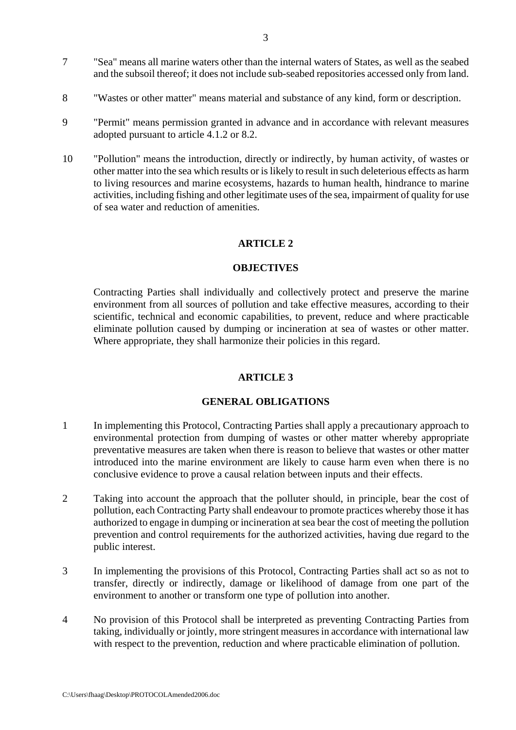7 "Sea" means all marine waters other than the internal waters of States, as well as the seabed and the subsoil thereof; it does not include sub-seabed repositories accessed only from land.

8 "Wastes or other matter" means material and substance of any kind, form or description.

9 "Permit" means permission granted in advance and in accordance with relevant measures adopted pursuant to article 4.1.2 or 8.2.

10 "Pollution" means the introduction, directly or indirectly, by human activity, of wastes or other matter into the sea which results or is likely to result in such deleterious effects as harm to living resources and marine ecosystems, hazards to human health, hindrance to marine activities, including fishing and other legitimate uses of the sea, impairment of quality for use of sea water and reduction of amenities.

## ARTICLE 2

## OBJECTIVES

Contracting Parties shall individually and collectively protect and preserve the marine environment from all sources of pollution and take effective measures, according to their scientific, technical and economic capabilities, to prevent, reduce and where practicable eliminate pollution caused by dumping or incineration at sea of wastes or other matter. Where appropriate, they shall harmonize their policies in this regard.

## ARTICLE 3

## GENERAL OBLIGATIONS

1 In implementing this Protocol, Contracting Parties shall apply a precautionary approach to environmental protection from dumping of wastes or other matter whereby appropriate preventative measures are taken when there is reason to believe that wastes or other matter introduced into the marine environment are likely to cause harm even when there is no conclusive evidence to prove a causal relation between inputs and their effects.

2 Taking into account the approach that the polluter should, in principle, bear the cost of pollution, each Contracting Party shall endeavour to promote practices whereby those it has authorized to engage in dumping or incineration at sea bear the cost of meeting the pollution prevention and control requirements for the authorized activities, having due regard to the public interest.

3 In implementing the provisions of this Protocol, Contracting Parties shall act so as not to transfer, directly or indirectly, damage or likelihood of damage from one part of the environment to another or transform one type of pollution into another.

4 No provision of this Protocol shall be interpreted as preventing Contracting Parties from taking, individually or jointly, more stringent measures in accordance with international law with respect to the prevention, reduction and where practicable elimination of pollution.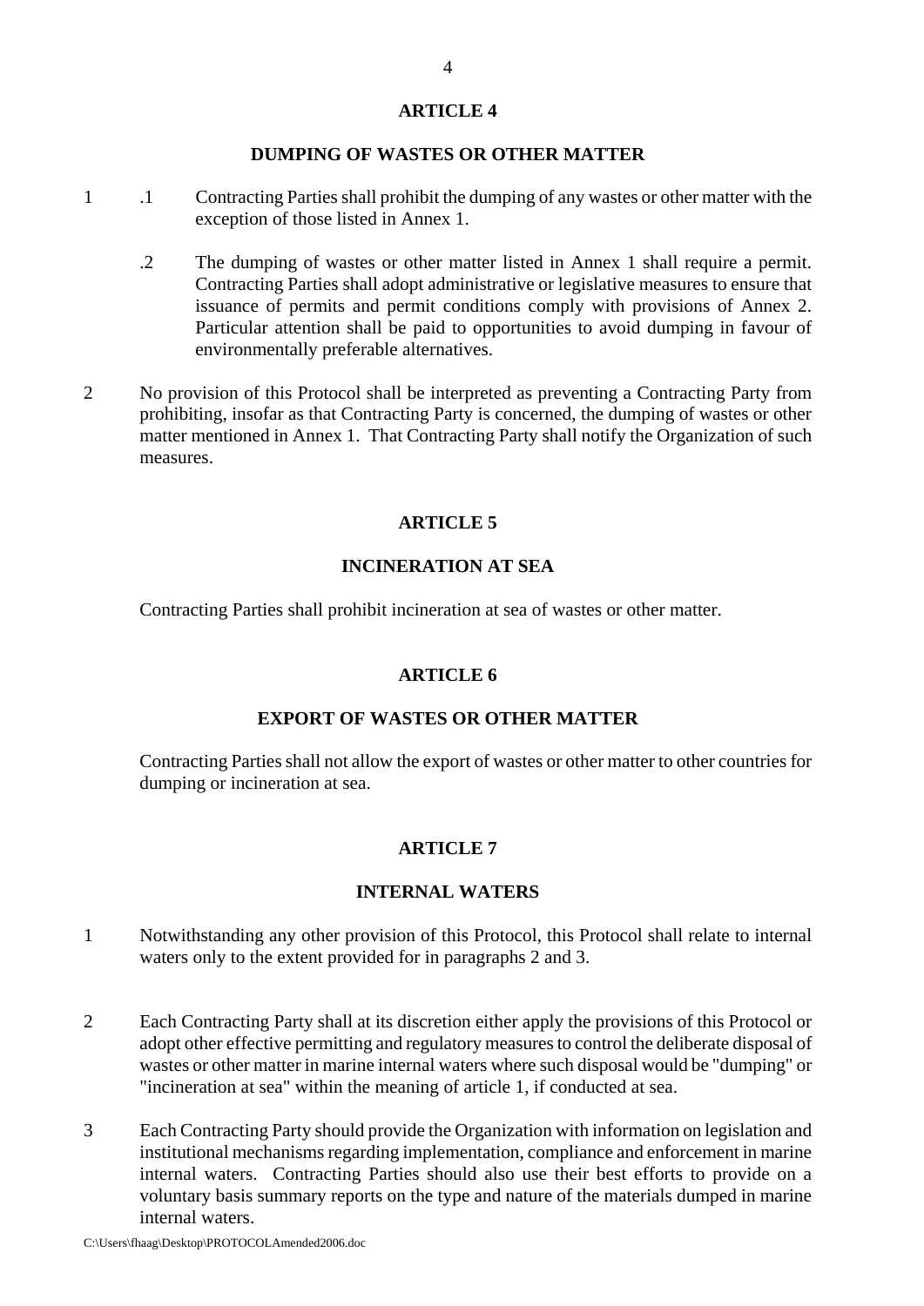## ARTICLE 4

## DUMPING OF WASTES OR OTHER MATTER

1 .1 Contracting Parties shall prohibit the dumping of any wastes or other matter with the exception of those listed in Annex 1.

.2 The dumping of wastes or other matter listed in Annex 1 shall require a permit. Contracting Parties shall adopt administrative or legislative measures to ensure that issuance of permits and permit conditions comply with provisions of Annex 2. Particular attention shall be paid to opportunities to avoid dumping in favour of environmentally preferable alternatives.

2 No provision of this Protocol shall be interpreted as preventing a Contracting Party from prohibiting, insofar as that Contracting Party is concerned, the dumping of wastes or other matter mentioned in Annex 1. That Contracting Party shall notify the Organization of such measures.

## ARTICLE 5

## INCINERATION AT SEA

Contracting Parties shall prohibit incineration at sea of wastes or other matter.

## ARTICLE 6

## EXPORT OF WASTES OR OTHER MATTER

Contracting Parties shall not allow the export of wastes or other matter to other countries for dumping or incineration at sea.

## ARTICLE 7

## INTERNAL WATERS

1 Notwithstanding any other provision of this Protocol, this Protocol shall relate to internal waters only to the extent provided for in paragraphs 2 and 3.

2 Each Contracting Party shall at its discretion either apply the provisions of this Protocol or adopt other effective permitting and regulatory measures to control the deliberate disposal of wastes or other matter in marine internal waters where such disposal would be "dumping" or "incineration at sea" within the meaning of article 1, if conducted at sea.

3 Each Contracting Party should provide the Organization with information on legislation and institutional mechanisms regarding implementation, compliance and enforcement in marine internal waters. Contracting Parties should also use their best efforts to provide on a voluntary basis summary reports on the type and nature of the materials dumped in marine internal waters.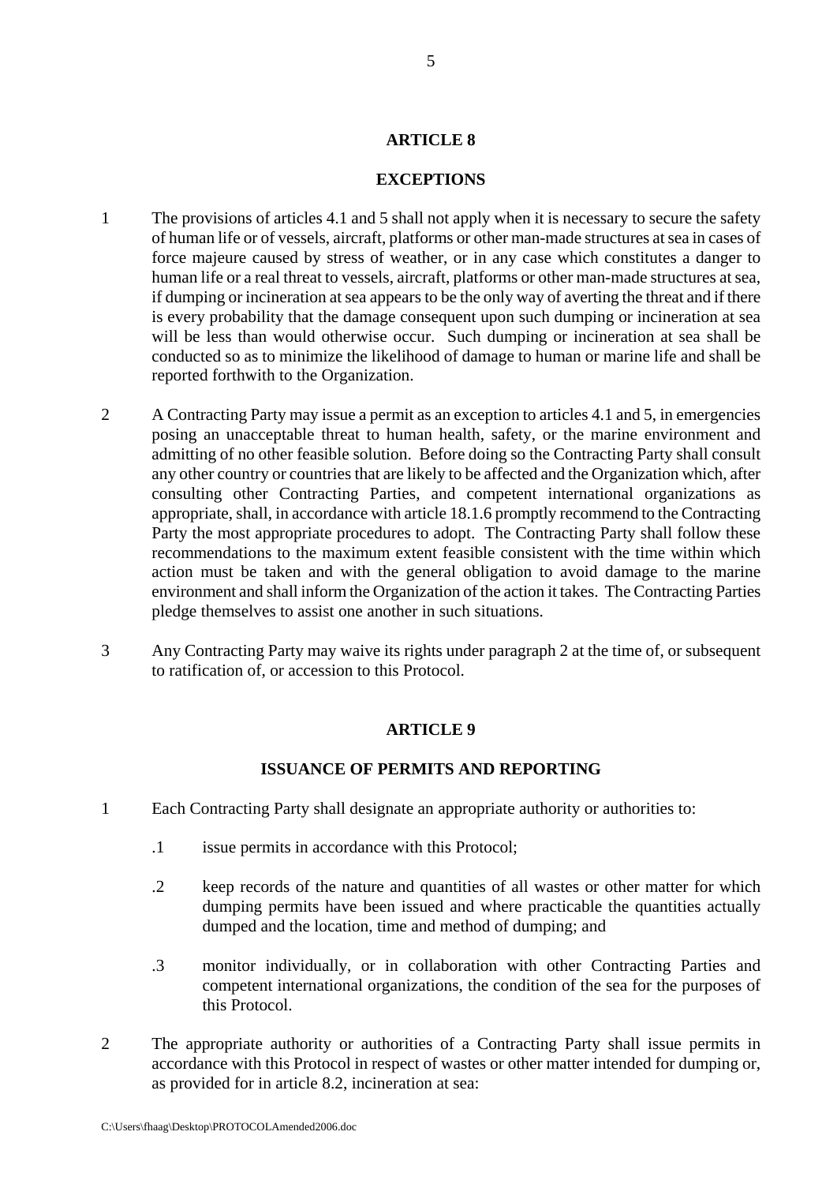## ARTICLE 8

## EXCEPTIONS

1 The provisions of articles 4.1 and 5 shall not apply when it is necessary to secure the safety of human life or of vessels, aircraft, platforms or other man-made structures at sea in cases of force majeure caused by stress of weather, or in any case which constitutes a danger to human life or a real threat to vessels, aircraft, platforms or other man-made structures at sea, if dumping or incineration at sea appears to be the only way of averting the threat and if there is every probability that the damage consequent upon such dumping or incineration at sea will be less than would otherwise occur. Such dumping or incineration at sea shall be conducted so as to minimize the likelihood of damage to human or marine life and shall be reported forthwith to the Organization.

2 A Contracting Party may issue a permit as an exception to articles 4.1 and 5, in emergencies posing an unacceptable threat to human health, safety, or the marine environment and admitting of no other feasible solution. Before doing so the Contracting Party shall consult any other country or countries that are likely to be affected and the Organization which, after consulting other Contracting Parties, and competent international organizations as appropriate, shall, in accordance with article 18.1.6 promptly recommend to the Contracting Party the most appropriate procedures to adopt. The Contracting Party shall follow these recommendations to the maximum extent feasible consistent with the time within which action must be taken and with the general obligation to avoid damage to the marine environment and shall inform the Organization of the action it takes. The Contracting Parties pledge themselves to assist one another in such situations.

3 Any Contracting Party may waive its rights under paragraph 2 at the time of, or subsequent to ratification of, or accession to this Protocol.

## ARTICLE 9

## ISSUANCE OF PERMITS AND REPORTING

1 Each Contracting Party shall designate an appropriate authority or authorities to:

.1 issue permits in accordance with this Protocol;

.2 keep records of the nature and quantities of all wastes or other matter for which dumping permits have been issued and where practicable the quantities actually dumped and the location, time and method of dumping; and

.3 monitor individually, or in collaboration with other Contracting Parties and competent international organizations, the condition of the sea for the purposes of this Protocol.

2 The appropriate authority or authorities of a Contracting Party shall issue permits in accordance with this Protocol in respect of wastes or other matter intended for dumping or, as provided for in article 8.2, incineration at sea: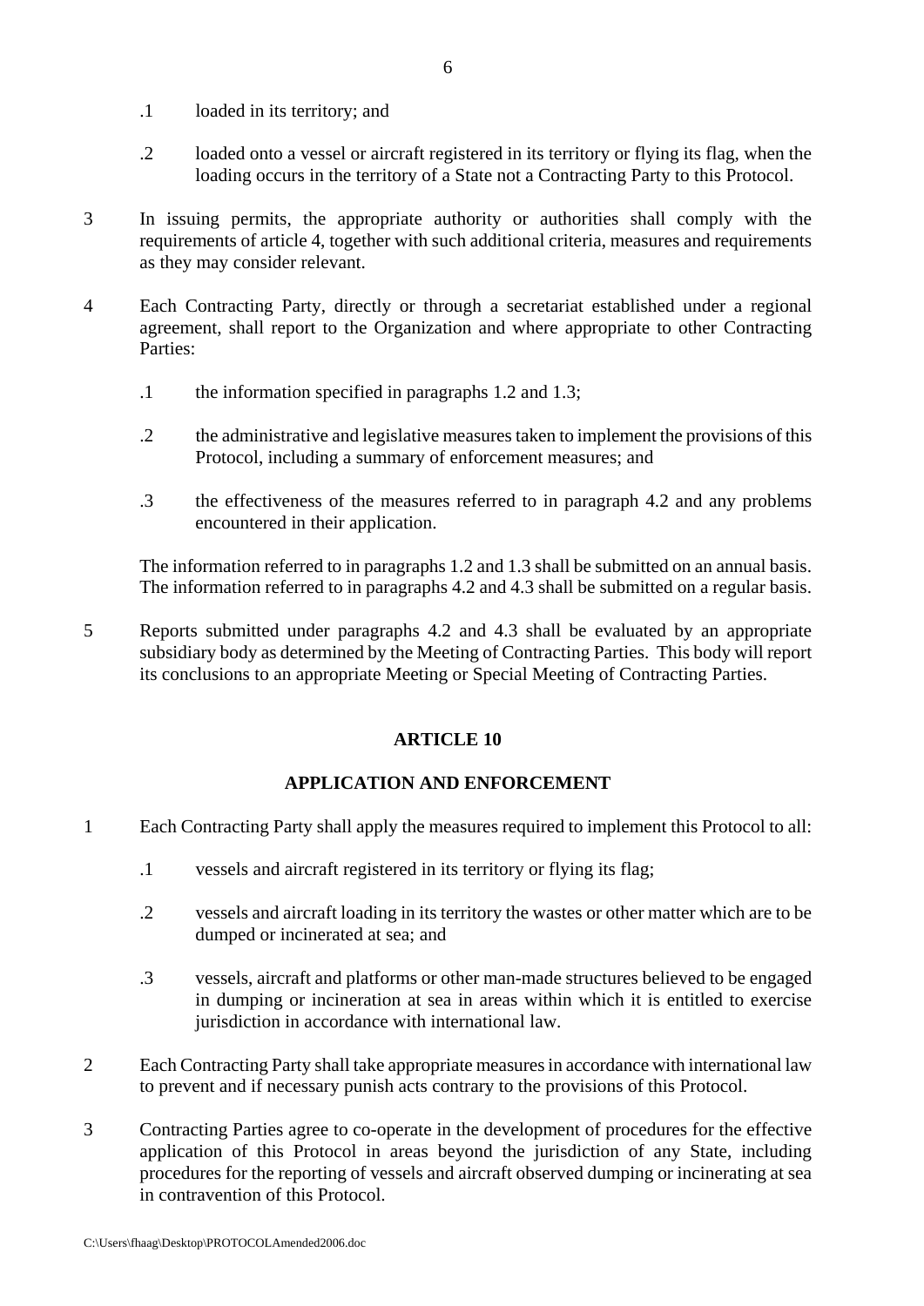.1 loaded in its territory; and

.2 loaded onto a vessel or aircraft registered in its territory or flying its flag, when the loading occurs in the territory of a State not a Contracting Party to this Protocol.

3 In issuing permits, the appropriate authority or authorities shall comply with the requirements of article 4, together with such additional criteria, measures and requirements as they may consider relevant.

4 Each Contracting Party, directly or through a secretariat established under a regional agreement, shall report to the Organization and where appropriate to other Contracting Parties:

.1 the information specified in paragraphs 1.2 and 1.3;

.2 the administrative and legislative measures taken to implement the provisions of this Protocol, including a summary of enforcement measures; and

.3 the effectiveness of the measures referred to in paragraph 4.2 and any problems encountered in their application.

The information referred to in paragraphs 1.2 and 1.3 shall be submitted on an annual basis. The information referred to in paragraphs 4.2 and 4.3 shall be submitted on a regular basis.

5 Reports submitted under paragraphs 4.2 and 4.3 shall be evaluated by an appropriate subsidiary body as determined by the Meeting of Contracting Parties. This body will report its conclusions to an appropriate Meeting or Special Meeting of Contracting Parties.

## ARTICLE 10

## APPLICATION AND ENFORCEMENT

1 Each Contracting Party shall apply the measures required to implement this Protocol to all:

.1 vessels and aircraft registered in its territory or flying its flag;

.2 vessels and aircraft loading in its territory the wastes or other matter which are to be dumped or incinerated at sea; and

.3 vessels, aircraft and platforms or other man-made structures believed to be engaged in dumping or incineration at sea in areas within which it is entitled to exercise jurisdiction in accordance with international law.

2 Each Contracting Party shall take appropriate measures in accordance with international law to prevent and if necessary punish acts contrary to the provisions of this Protocol.

3 Contracting Parties agree to co-operate in the development of procedures for the effective application of this Protocol in areas beyond the jurisdiction of any State, including procedures for the reporting of vessels and aircraft observed dumping or incinerating at sea in contravention of this Protocol.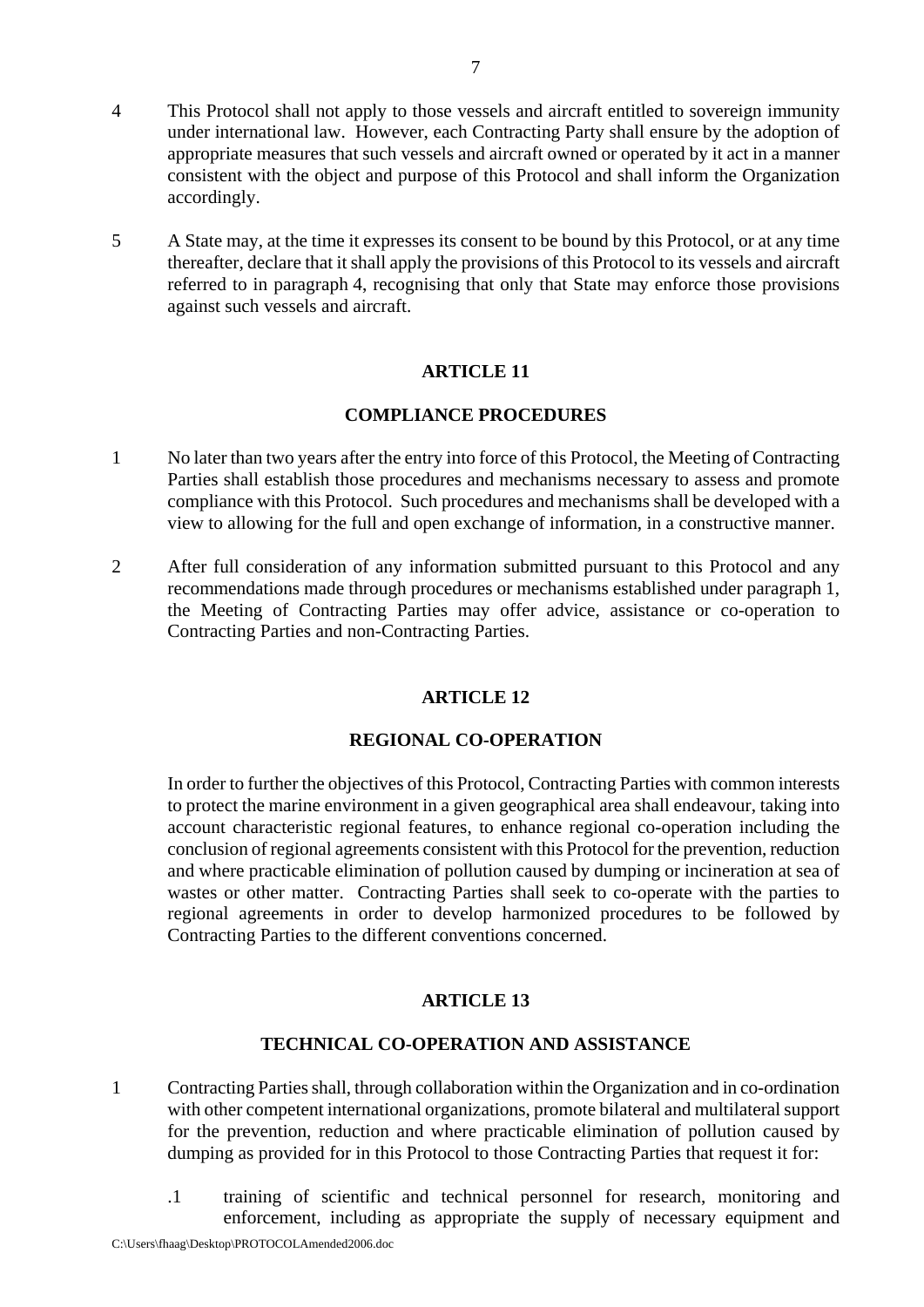4 This Protocol shall not apply to those vessels and aircraft entitled to sovereign immunity under international law. However, each Contracting Party shall ensure by the adoption of appropriate measures that such vessels and aircraft owned or operated by it act in a manner consistent with the object and purpose of this Protocol and shall inform the Organization accordingly.

5 A State may, at the time it expresses its consent to be bound by this Protocol, or at any time thereafter, declare that it shall apply the provisions of this Protocol to its vessels and aircraft referred to in paragraph 4, recognising that only that State may enforce those provisions against such vessels and aircraft.

## ARTICLE 11

## COMPLIANCE PROCEDURES

1 No later than two years after the entry into force of this Protocol, the Meeting of Contracting Parties shall establish those procedures and mechanisms necessary to assess and promote compliance with this Protocol. Such procedures and mechanisms shall be developed with a view to allowing for the full and open exchange of information, in a constructive manner.

2 After full consideration of any information submitted pursuant to this Protocol and any recommendations made through procedures or mechanisms established under paragraph 1, the Meeting of Contracting Parties may offer advice, assistance or co-operation to Contracting Parties and non-Contracting Parties.

## ARTICLE 12

## REGIONAL CO-OPERATION

In order to further the objectives of this Protocol, Contracting Parties with common interests to protect the marine environment in a given geographical area shall endeavour, taking into account characteristic regional features, to enhance regional co-operation including the conclusion of regional agreements consistent with this Protocol for the prevention, reduction and where practicable elimination of pollution caused by dumping or incineration at sea of wastes or other matter. Contracting Parties shall seek to co-operate with the parties to regional agreements in order to develop harmonized procedures to be followed by Contracting Parties to the different conventions concerned.

## ARTICLE 13

## TECHNICAL CO-OPERATION AND ASSISTANCE

1 Contracting Parties shall, through collaboration within the Organization and in co-ordination with other competent international organizations, promote bilateral and multilateral support for the prevention, reduction and where practicable elimination of pollution caused by dumping as provided for in this Protocol to those Contracting Parties that request it for:

.1 training of scientific and technical personnel for research, monitoring and enforcement, including as appropriate the supply of necessary equipment and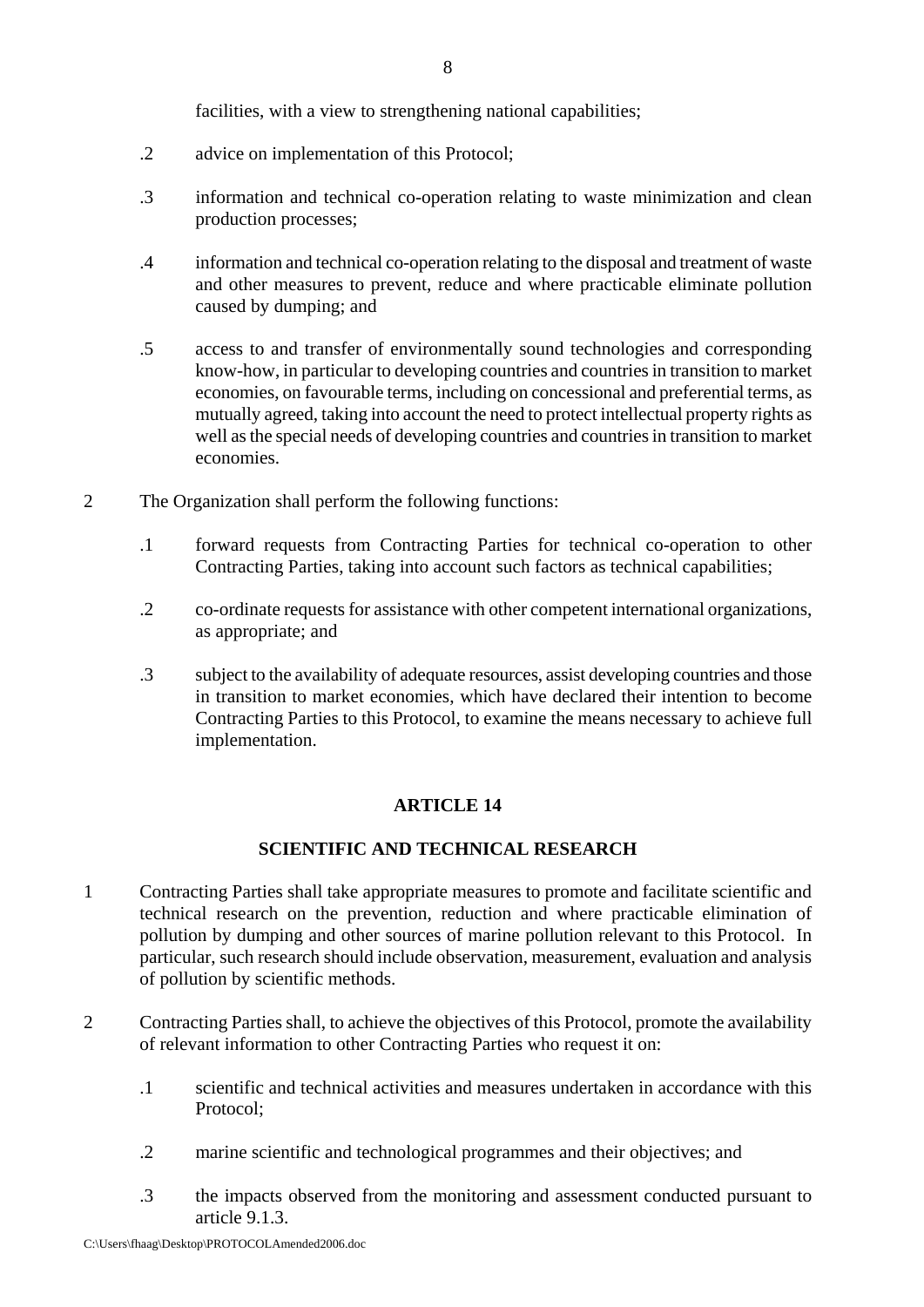facilities, with a view to strengthening national capabilities;

.2 advice on implementation of this Protocol;

.3 information and technical co-operation relating to waste minimization and clean production processes;

.4 information and technical co-operation relating to the disposal and treatment of waste and other measures to prevent, reduce and where practicable eliminate pollution caused by dumping; and

.5 access to and transfer of environmentally sound technologies and corresponding know-how, in particular to developing countries and countries in transition to market economies, on favourable terms, including on concessional and preferential terms, as mutually agreed, taking into account the need to protect intellectual property rights as well as the special needs of developing countries and countries in transition to market economies.

2 The Organization shall perform the following functions:

.1 forward requests from Contracting Parties for technical co-operation to other Contracting Parties, taking into account such factors as technical capabilities;

.2 co-ordinate requests for assistance with other competent international organizations, as appropriate; and

.3 subject to the availability of adequate resources, assist developing countries and those in transition to market economies, which have declared their intention to become Contracting Parties to this Protocol, to examine the means necessary to achieve full implementation.

## ARTICLE 14

## SCIENTIFIC AND TECHNICAL RESEARCH

1 Contracting Parties shall take appropriate measures to promote and facilitate scientific and technical research on the prevention, reduction and where practicable elimination of pollution by dumping and other sources of marine pollution relevant to this Protocol. In particular, such research should include observation, measurement, evaluation and analysis of pollution by scientific methods.

2 Contracting Parties shall, to achieve the objectives of this Protocol, promote the availability of relevant information to other Contracting Parties who request it on:

.1 scientific and technical activities and measures undertaken in accordance with this Protocol;

.2 marine scientific and technological programmes and their objectives; and

.3 the impacts observed from the monitoring and assessment conducted pursuant to article 9.1.3.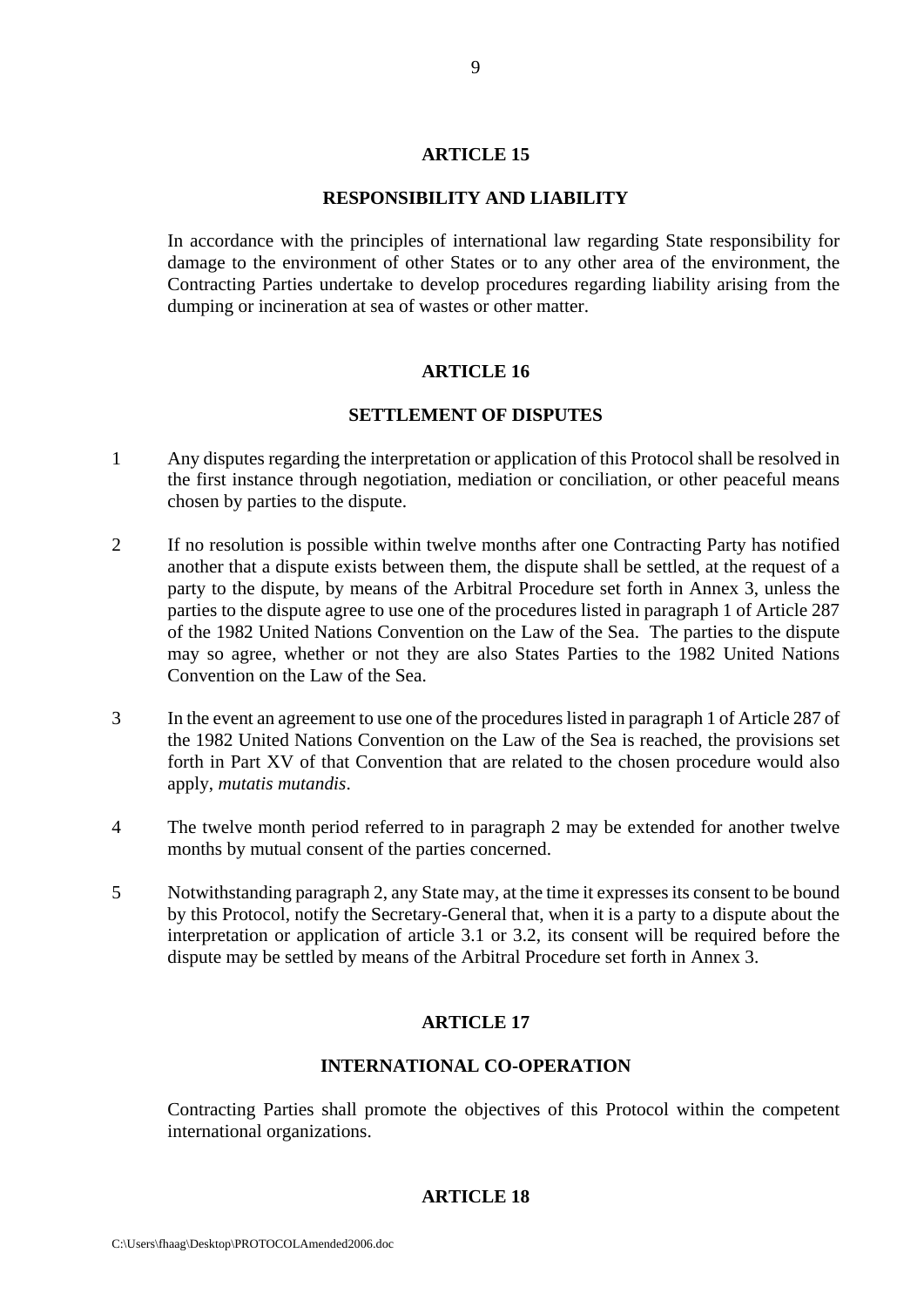## ARTICLE 15

### RESPONSIBILITY AND LIABILITY

In accordance with the principles of international law regarding State responsibility for damage to the environment of other States or to any other area of the environment, the Contracting Parties undertake to develop procedures regarding liability arising from the dumping or incineration at sea of wastes or other matter.

## ARTICLE 16

### SETTLEMENT OF DISPUTES

1 Any disputes regarding the interpretation or application of this Protocol shall be resolved in the first instance through negotiation, mediation or conciliation, or other peaceful means chosen by parties to the dispute.

2 If no resolution is possible within twelve months after one Contracting Party has notified another that a dispute exists between them, the dispute shall be settled, at the request of a party to the dispute, by means of the Arbitral Procedure set forth in Annex 3, unless the parties to the dispute agree to use one of the procedures listed in paragraph 1 of Article 287 of the 1982 United Nations Convention on the Law of the Sea. The parties to the dispute may so agree, whether or not they are also States Parties to the 1982 United Nations Convention on the Law of the Sea.

3 In the event an agreement to use one of the procedures listed in paragraph 1 of Article 287 of the 1982 United Nations Convention on the Law of the Sea is reached, the provisions set forth in Part XV of that Convention that are related to the chosen procedure would also apply, *mutatis mutandis*.

4 The twelve month period referred to in paragraph 2 may be extended for another twelve months by mutual consent of the parties concerned.

5 Notwithstanding paragraph 2, any State may, at the time it expresses its consent to be bound by this Protocol, notify the Secretary-General that, when it is a party to a dispute about the interpretation or application of article 3.1 or 3.2, its consent will be required before the dispute may be settled by means of the Arbitral Procedure set forth in Annex 3.

## ARTICLE 17

### INTERNATIONAL CO-OPERATION

Contracting Parties shall promote the objectives of this Protocol within the competent international organizations.

## ARTICLE 18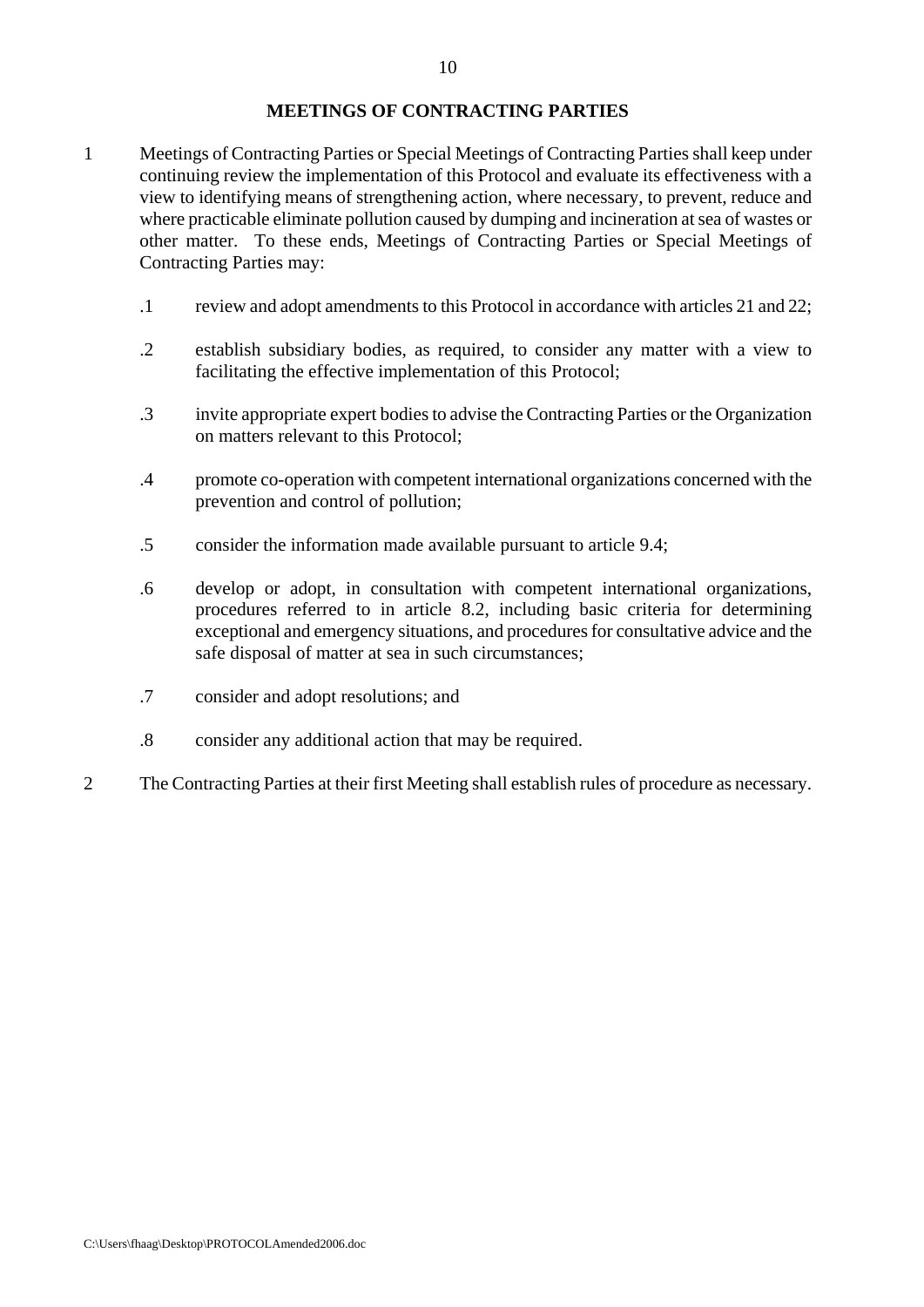## MEETINGS OF CONTRACTING PARTIES

1 Meetings of Contracting Parties or Special Meetings of Contracting Parties shall keep under continuing review the implementation of this Protocol and evaluate its effectiveness with a view to identifying means of strengthening action, where necessary, to prevent, reduce and where practicable eliminate pollution caused by dumping and incineration at sea of wastes or other matter. To these ends, Meetings of Contracting Parties or Special Meetings of Contracting Parties may:

- .1 review and adopt amendments to this Protocol in accordance with articles 21 and 22;
- .2 establish subsidiary bodies, as required, to consider any matter with a view to facilitating the effective implementation of this Protocol;
- .3 invite appropriate expert bodies to advise the Contracting Parties or the Organization on matters relevant to this Protocol;
- .4 promote co-operation with competent international organizations concerned with the prevention and control of pollution;
- .5 consider the information made available pursuant to article 9.4;
- .6 develop or adopt, in consultation with competent international organizations, procedures referred to in article 8.2, including basic criteria for determining exceptional and emergency situations, and procedures for consultative advice and the safe disposal of matter at sea in such circumstances;
- .7 consider and adopt resolutions; and
- .8 consider any additional action that may be required.

2 The Contracting Parties at their first Meeting shall establish rules of procedure as necessary.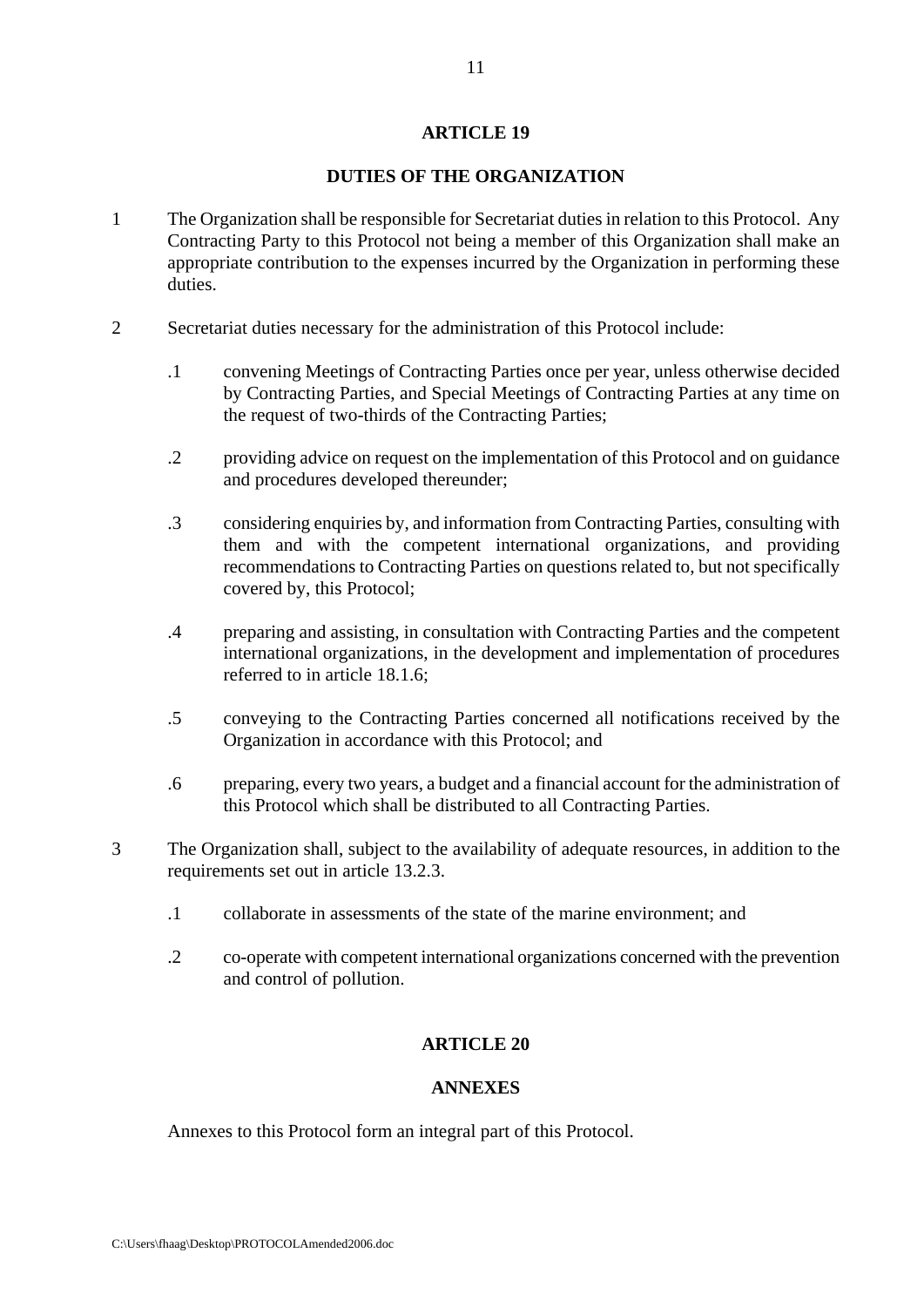## ARTICLE 19

### DUTIES OF THE ORGANIZATION

1 The Organization shall be responsible for Secretariat duties in relation to this Protocol. Any Contracting Party to this Protocol not being a member of this Organization shall make an appropriate contribution to the expenses incurred by the Organization in performing these duties.

2 Secretariat duties necessary for the administration of this Protocol include:

.1 convening Meetings of Contracting Parties once per year, unless otherwise decided by Contracting Parties, and Special Meetings of Contracting Parties at any time on the request of two-thirds of the Contracting Parties;

.2 providing advice on request on the implementation of this Protocol and on guidance and procedures developed thereunder;

.3 considering enquiries by, and information from Contracting Parties, consulting with them and with the competent international organizations, and providing recommendations to Contracting Parties on questions related to, but not specifically covered by, this Protocol;

.4 preparing and assisting, in consultation with Contracting Parties and the competent international organizations, in the development and implementation of procedures referred to in article 18.1.6;

.5 conveying to the Contracting Parties concerned all notifications received by the Organization in accordance with this Protocol; and

.6 preparing, every two years, a budget and a financial account for the administration of this Protocol which shall be distributed to all Contracting Parties.

3 The Organization shall, subject to the availability of adequate resources, in addition to the requirements set out in article 13.2.3.

.1 collaborate in assessments of the state of the marine environment; and

.2 co-operate with competent international organizations concerned with the prevention and control of pollution.

## ARTICLE 20

### ANNEXES

Annexes to this Protocol form an integral part of this Protocol.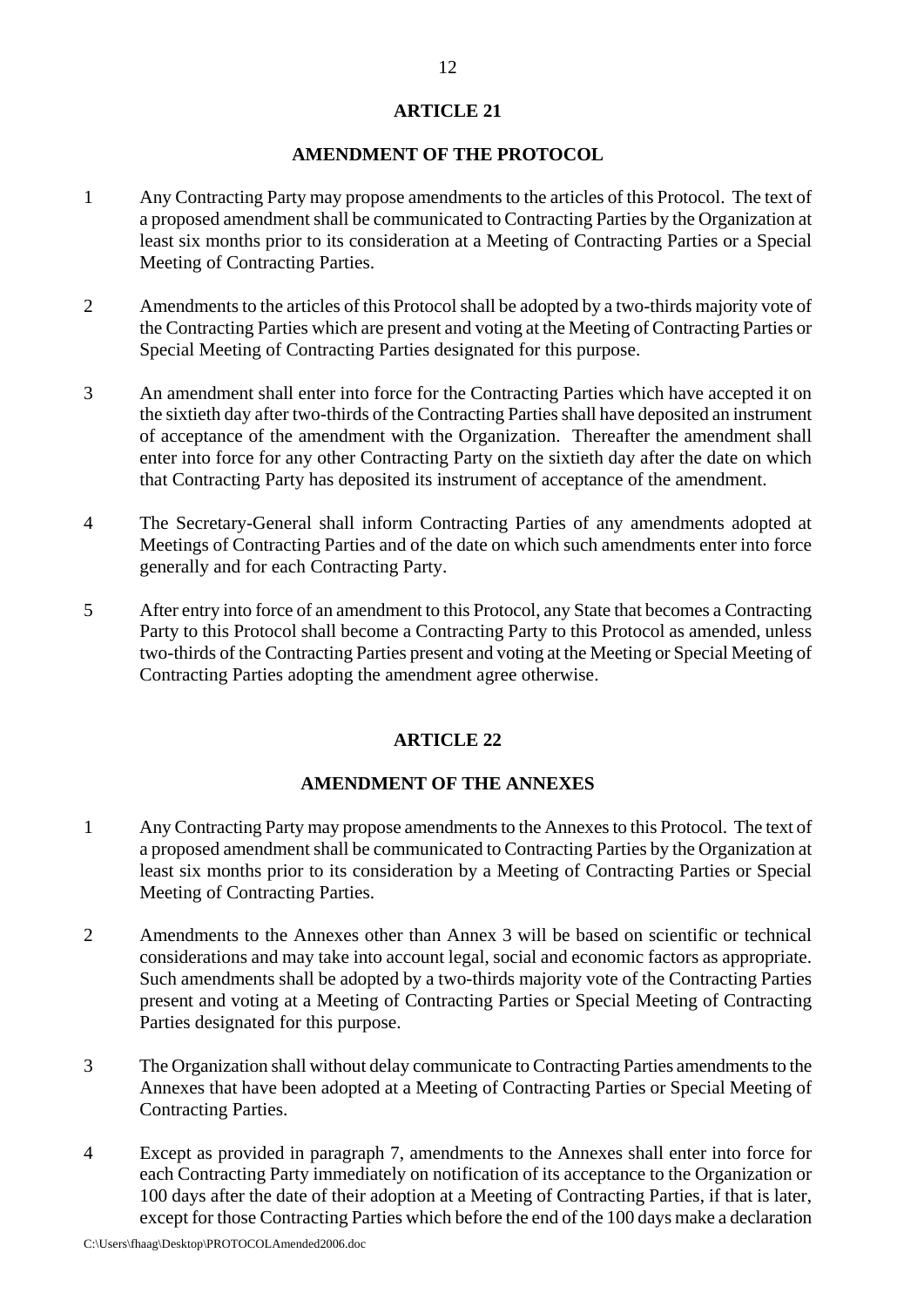## ARTICLE 21

## AMENDMENT OF THE PROTOCOL

1 Any Contracting Party may propose amendments to the articles of this Protocol. The text of a proposed amendment shall be communicated to Contracting Parties by the Organization at least six months prior to its consideration at a Meeting of Contracting Parties or a Special Meeting of Contracting Parties.

2 Amendments to the articles of this Protocol shall be adopted by a two-thirds majority vote of the Contracting Parties which are present and voting at the Meeting of Contracting Parties or Special Meeting of Contracting Parties designated for this purpose.

3 An amendment shall enter into force for the Contracting Parties which have accepted it on the sixtieth day after two-thirds of the Contracting Parties shall have deposited an instrument of acceptance of the amendment with the Organization. Thereafter the amendment shall enter into force for any other Contracting Party on the sixtieth day after the date on which that Contracting Party has deposited its instrument of acceptance of the amendment.

4 The Secretary-General shall inform Contracting Parties of any amendments adopted at Meetings of Contracting Parties and of the date on which such amendments enter into force generally and for each Contracting Party.

5 After entry into force of an amendment to this Protocol, any State that becomes a Contracting Party to this Protocol shall become a Contracting Party to this Protocol as amended, unless two-thirds of the Contracting Parties present and voting at the Meeting or Special Meeting of Contracting Parties adopting the amendment agree otherwise.

## ARTICLE 22

## AMENDMENT OF THE ANNEXES

1 Any Contracting Party may propose amendments to the Annexes to this Protocol. The text of a proposed amendment shall be communicated to Contracting Parties by the Organization at least six months prior to its consideration by a Meeting of Contracting Parties or Special Meeting of Contracting Parties.

2 Amendments to the Annexes other than Annex 3 will be based on scientific or technical considerations and may take into account legal, social and economic factors as appropriate. Such amendments shall be adopted by a two-thirds majority vote of the Contracting Parties present and voting at a Meeting of Contracting Parties or Special Meeting of Contracting Parties designated for this purpose.

3 The Organization shall without delay communicate to Contracting Parties amendments to the Annexes that have been adopted at a Meeting of Contracting Parties or Special Meeting of Contracting Parties.

4 Except as provided in paragraph 7, amendments to the Annexes shall enter into force for each Contracting Party immediately on notification of its acceptance to the Organization or 100 days after the date of their adoption at a Meeting of Contracting Parties, if that is later, except for those Contracting Parties which before the end of the 100 days make a declaration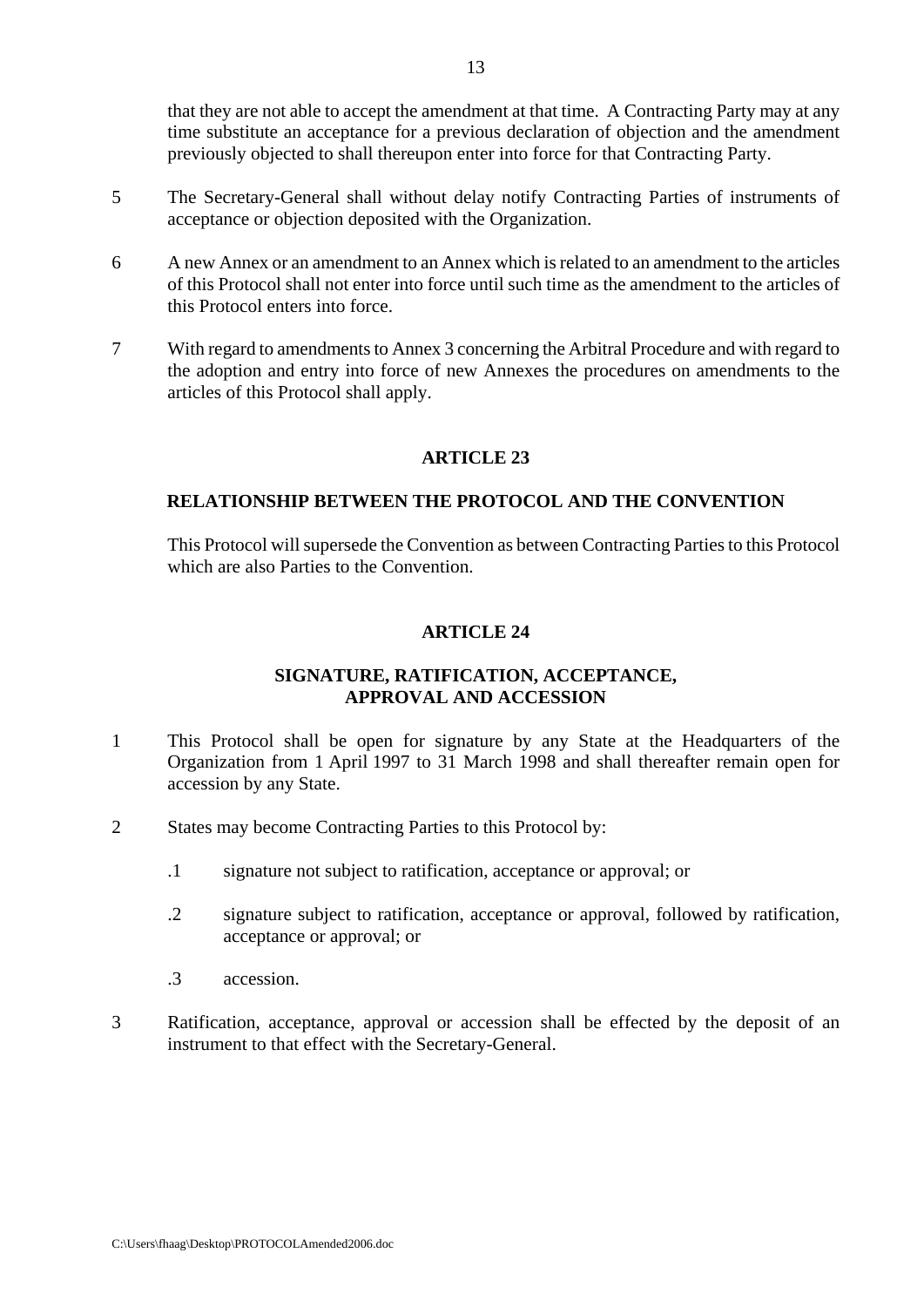that they are not able to accept the amendment at that time. A Contracting Party may at any time substitute an acceptance for a previous declaration of objection and the amendment previously objected to shall thereupon enter into force for that Contracting Party.

5 The Secretary-General shall without delay notify Contracting Parties of instruments of acceptance or objection deposited with the Organization.

6 A new Annex or an amendment to an Annex which is related to an amendment to the articles of this Protocol shall not enter into force until such time as the amendment to the articles of this Protocol enters into force.

7 With regard to amendments to Annex 3 concerning the Arbitral Procedure and with regard to the adoption and entry into force of new Annexes the procedures on amendments to the articles of this Protocol shall apply.

## ARTICLE 23

## RELATIONSHIP BETWEEN THE PROTOCOL AND THE CONVENTION

This Protocol will supersede the Convention as between Contracting Parties to this Protocol which are also Parties to the Convention.

## ARTICLE 24

## SIGNATURE, RATIFICATION, ACCEPTANCE, APPROVAL AND ACCESSION

1 This Protocol shall be open for signature by any State at the Headquarters of the Organization from 1 April 1997 to 31 March 1998 and shall thereafter remain open for accession by any State.

2 States may become Contracting Parties to this Protocol by:

.1 signature not subject to ratification, acceptance or approval; or

.2 signature subject to ratification, acceptance or approval, followed by ratification, acceptance or approval; or

.3 accession.

3 Ratification, acceptance, approval or accession shall be effected by the deposit of an instrument to that effect with the Secretary-General.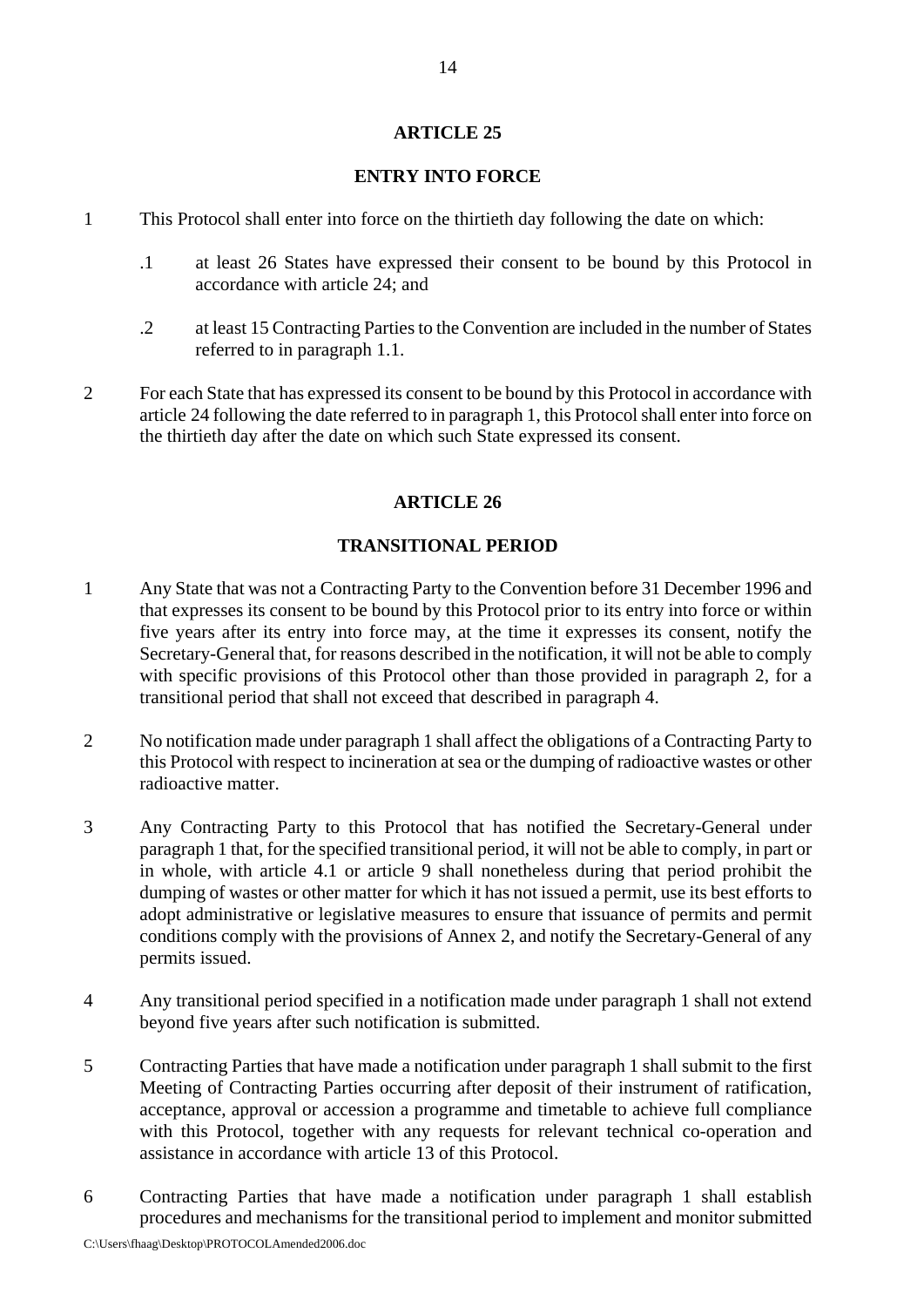## ARTICLE 25

## ENTRY INTO FORCE

1 This Protocol shall enter into force on the thirtieth day following the date on which:

.1 at least 26 States have expressed their consent to be bound by this Protocol in accordance with article 24; and

.2 at least 15 Contracting Parties to the Convention are included in the number of States referred to in paragraph 1.1.

2 For each State that has expressed its consent to be bound by this Protocol in accordance with article 24 following the date referred to in paragraph 1, this Protocol shall enter into force on the thirtieth day after the date on which such State expressed its consent.

## ARTICLE 26

## TRANSITIONAL PERIOD

1 Any State that was not a Contracting Party to the Convention before 31 December 1996 and that expresses its consent to be bound by this Protocol prior to its entry into force or within five years after its entry into force may, at the time it expresses its consent, notify the Secretary-General that, for reasons described in the notification, it will not be able to comply with specific provisions of this Protocol other than those provided in paragraph 2, for a transitional period that shall not exceed that described in paragraph 4.

2 No notification made under paragraph 1 shall affect the obligations of a Contracting Party to this Protocol with respect to incineration at sea or the dumping of radioactive wastes or other radioactive matter.

3 Any Contracting Party to this Protocol that has notified the Secretary-General under paragraph 1 that, for the specified transitional period, it will not be able to comply, in part or in whole, with article 4.1 or article 9 shall nonetheless during that period prohibit the dumping of wastes or other matter for which it has not issued a permit, use its best efforts to adopt administrative or legislative measures to ensure that issuance of permits and permit conditions comply with the provisions of Annex 2, and notify the Secretary-General of any permits issued.

4 Any transitional period specified in a notification made under paragraph 1 shall not extend beyond five years after such notification is submitted.

5 Contracting Parties that have made a notification under paragraph 1 shall submit to the first Meeting of Contracting Parties occurring after deposit of their instrument of ratification, acceptance, approval or accession a programme and timetable to achieve full compliance with this Protocol, together with any requests for relevant technical co-operation and assistance in accordance with article 13 of this Protocol.

6 Contracting Parties that have made a notification under paragraph 1 shall establish procedures and mechanisms for the transitional period to implement and monitor submitted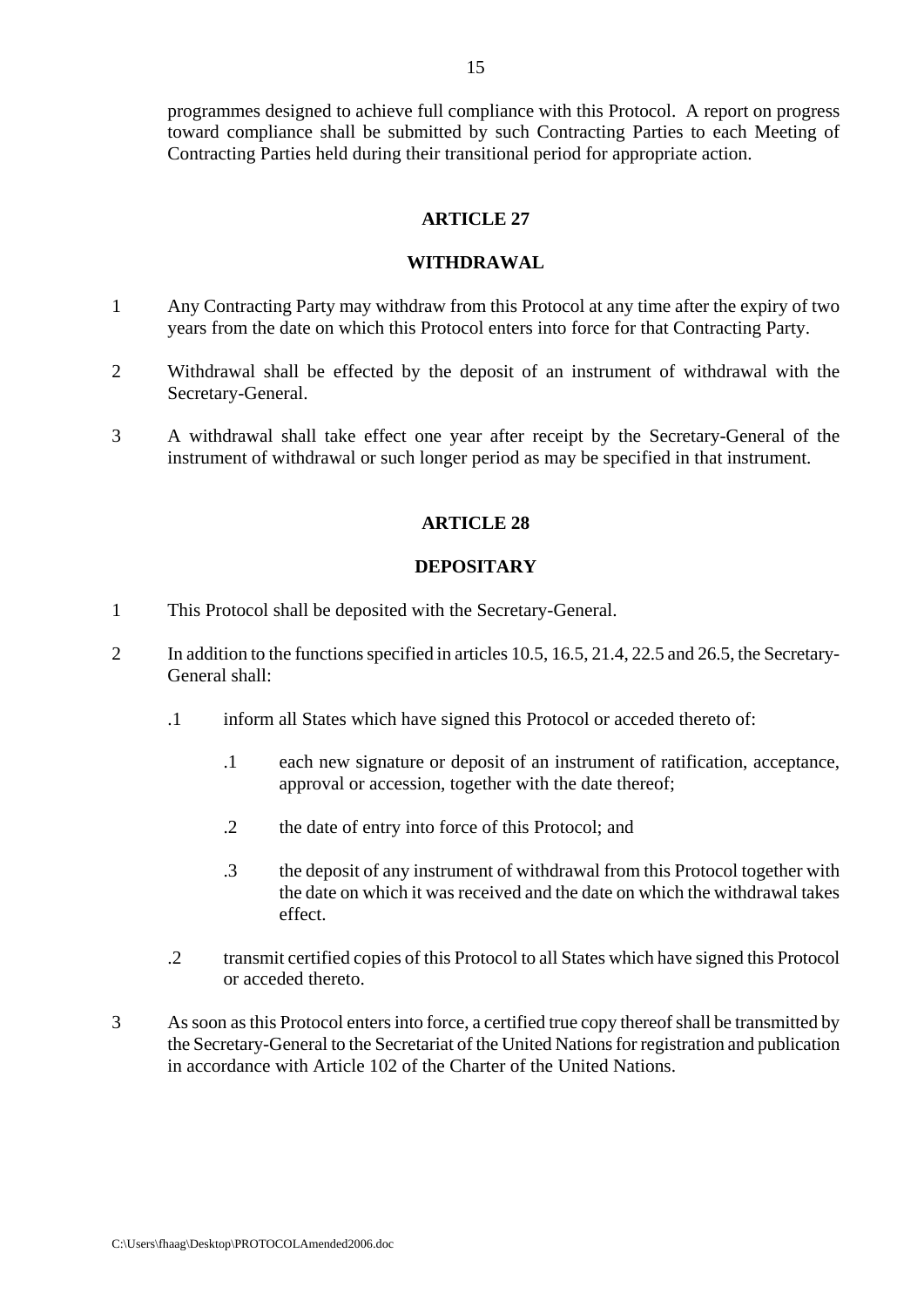programmes designed to achieve full compliance with this Protocol. A report on progress toward compliance shall be submitted by such Contracting Parties to each Meeting of Contracting Parties held during their transitional period for appropriate action.

## ARTICLE 27

## WITHDRAWAL

1 Any Contracting Party may withdraw from this Protocol at any time after the expiry of two years from the date on which this Protocol enters into force for that Contracting Party.

2 Withdrawal shall be effected by the deposit of an instrument of withdrawal with the Secretary-General.

3 A withdrawal shall take effect one year after receipt by the Secretary-General of the instrument of withdrawal or such longer period as may be specified in that instrument.

## ARTICLE 28

## DEPOSITARY

1 This Protocol shall be deposited with the Secretary-General.

2 In addition to the functions specified in articles 10.5, 16.5, 21.4, 22.5 and 26.5, the Secretary-General shall:

.1 inform all States which have signed this Protocol or acceded thereto of:

  .1 each new signature or deposit of an instrument of ratification, acceptance, approval or accession, together with the date thereof;

  .2 the date of entry into force of this Protocol; and

  .3 the deposit of any instrument of withdrawal from this Protocol together with the date on which it was received and the date on which the withdrawal takes effect.

.2 transmit certified copies of this Protocol to all States which have signed this Protocol or acceded thereto.

3 As soon as this Protocol enters into force, a certified true copy thereof shall be transmitted by the Secretary-General to the Secretariat of the United Nations for registration and publication in accordance with Article 102 of the Charter of the United Nations.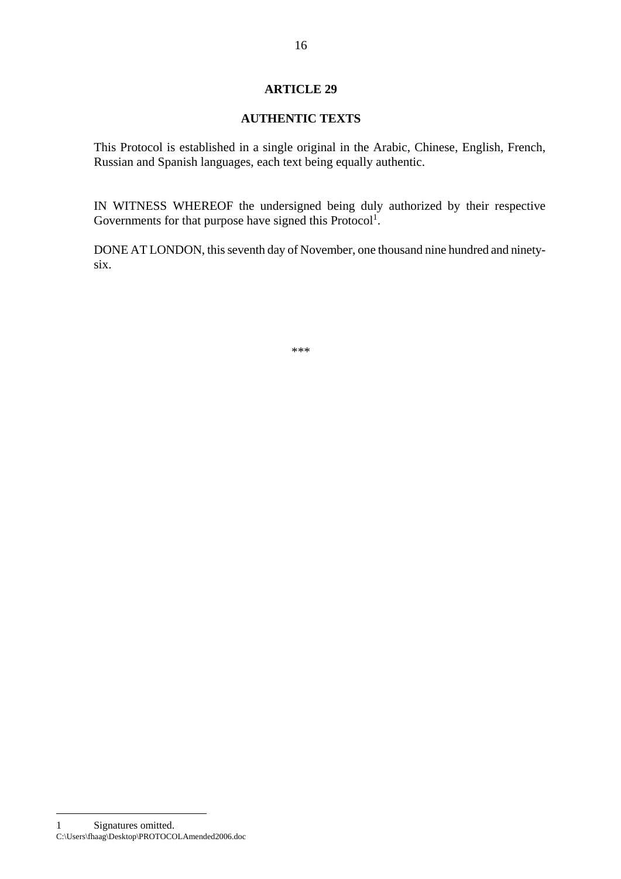## ARTICLE 29

## AUTHENTIC TEXTS

This Protocol is established in a single original in the Arabic, Chinese, English, French, Russian and Spanish languages, each text being equally authentic.

IN WITNESS WHEREOF the undersigned being duly authorized by their respective Governments for that purpose have signed this Protocol[1].

DONE AT LONDON, this seventh day of November, one thousand nine hundred and ninety-six.

***

1 Signatures omitted.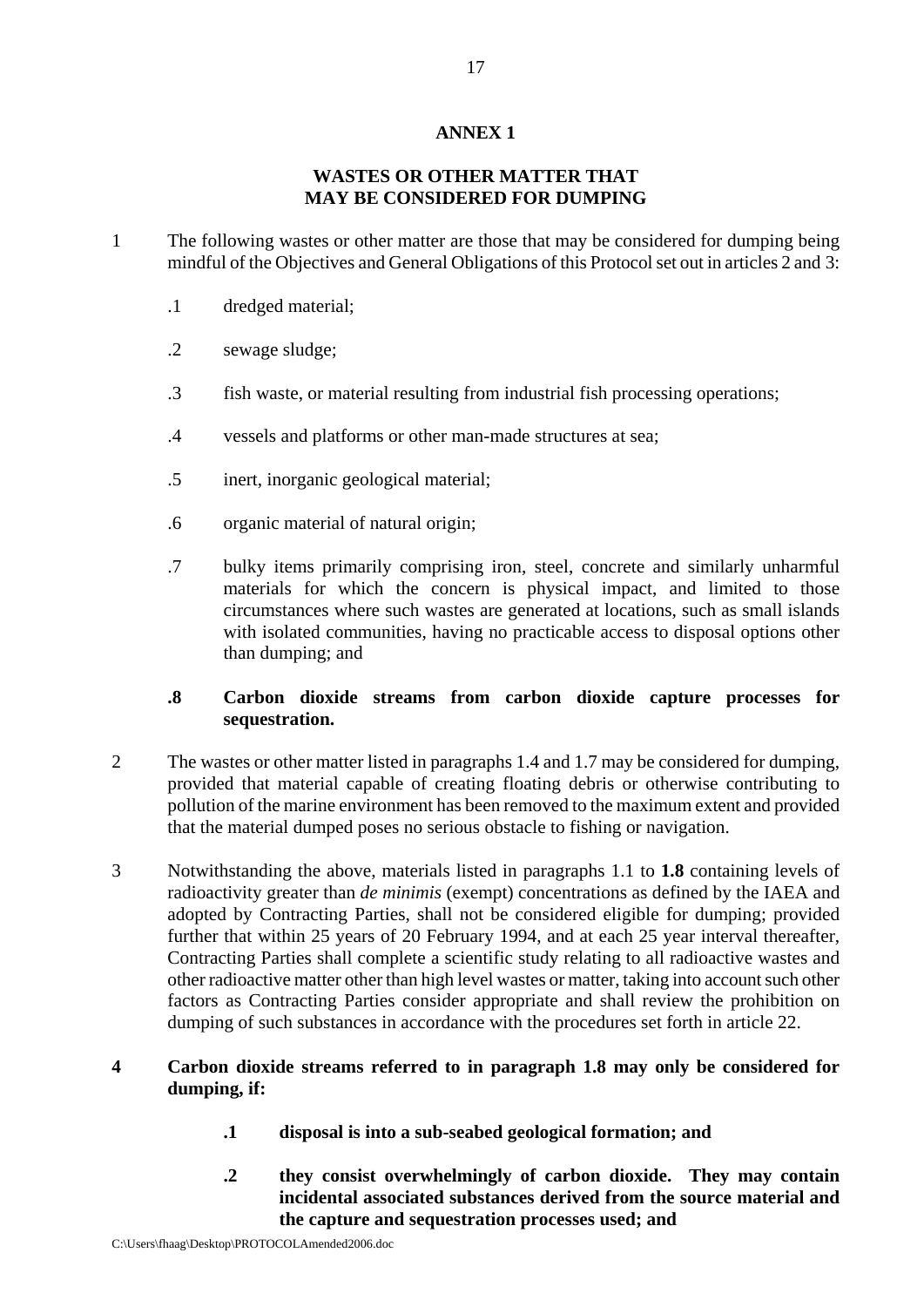## ANNEX 1

## WASTES OR OTHER MATTER THAT MAY BE CONSIDERED FOR DUMPING

1 The following wastes or other matter are those that may be considered for dumping being mindful of the Objectives and General Obligations of this Protocol set out in articles 2 and 3:

.1 dredged material;

.2 sewage sludge;

.3 fish waste, or material resulting from industrial fish processing operations;

.4 vessels and platforms or other man-made structures at sea;

.5 inert, inorganic geological material;

.6 organic material of natural origin;

.7 bulky items primarily comprising iron, steel, concrete and similarly unharmful materials for which the concern is physical impact, and limited to those circumstances where such wastes are generated at locations, such as small islands with isolated communities, having no practicable access to disposal options other than dumping; and

**.8 Carbon dioxide streams from carbon dioxide capture processes for sequestration.**

2 The wastes or other matter listed in paragraphs 1.4 and 1.7 may be considered for dumping, provided that material capable of creating floating debris or otherwise contributing to pollution of the marine environment has been removed to the maximum extent and provided that the material dumped poses no serious obstacle to fishing or navigation.

3 Notwithstanding the above, materials listed in paragraphs 1.1 to **1.8** containing levels of radioactivity greater than *de minimis* (exempt) concentrations as defined by the IAEA and adopted by Contracting Parties, shall not be considered eligible for dumping; provided further that within 25 years of 20 February 1994, and at each 25 year interval thereafter, Contracting Parties shall complete a scientific study relating to all radioactive wastes and other radioactive matter other than high level wastes or matter, taking into account such other factors as Contracting Parties consider appropriate and shall review the prohibition on dumping of such substances in accordance with the procedures set forth in article 22.

**4 Carbon dioxide streams referred to in paragraph 1.8 may only be considered for dumping, if:**

**.1 disposal is into a sub-seabed geological formation; and**

**.2 they consist overwhelmingly of carbon dioxide. They may contain incidental associated substances derived from the source material and the capture and sequestration processes used; and**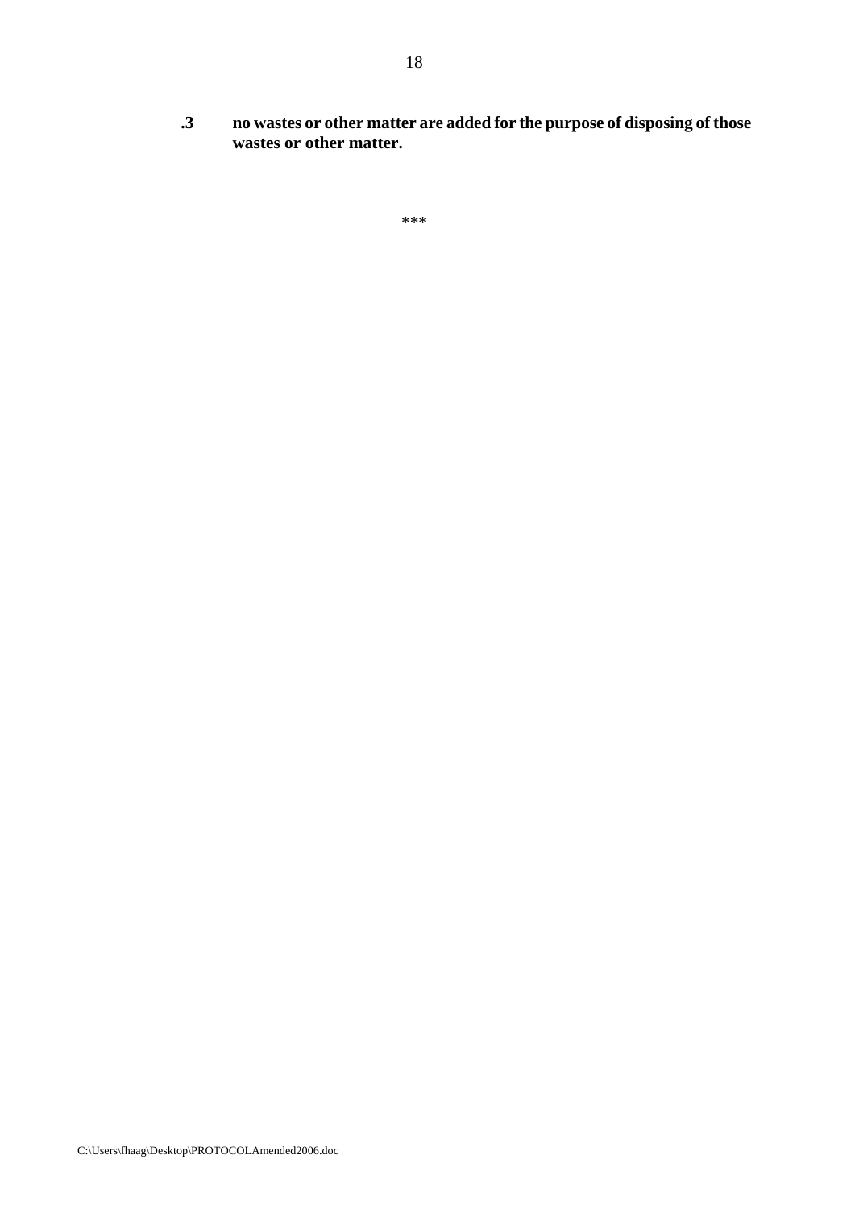**.3 no wastes or other matter are added for the purpose of disposing of those wastes or other matter.**

***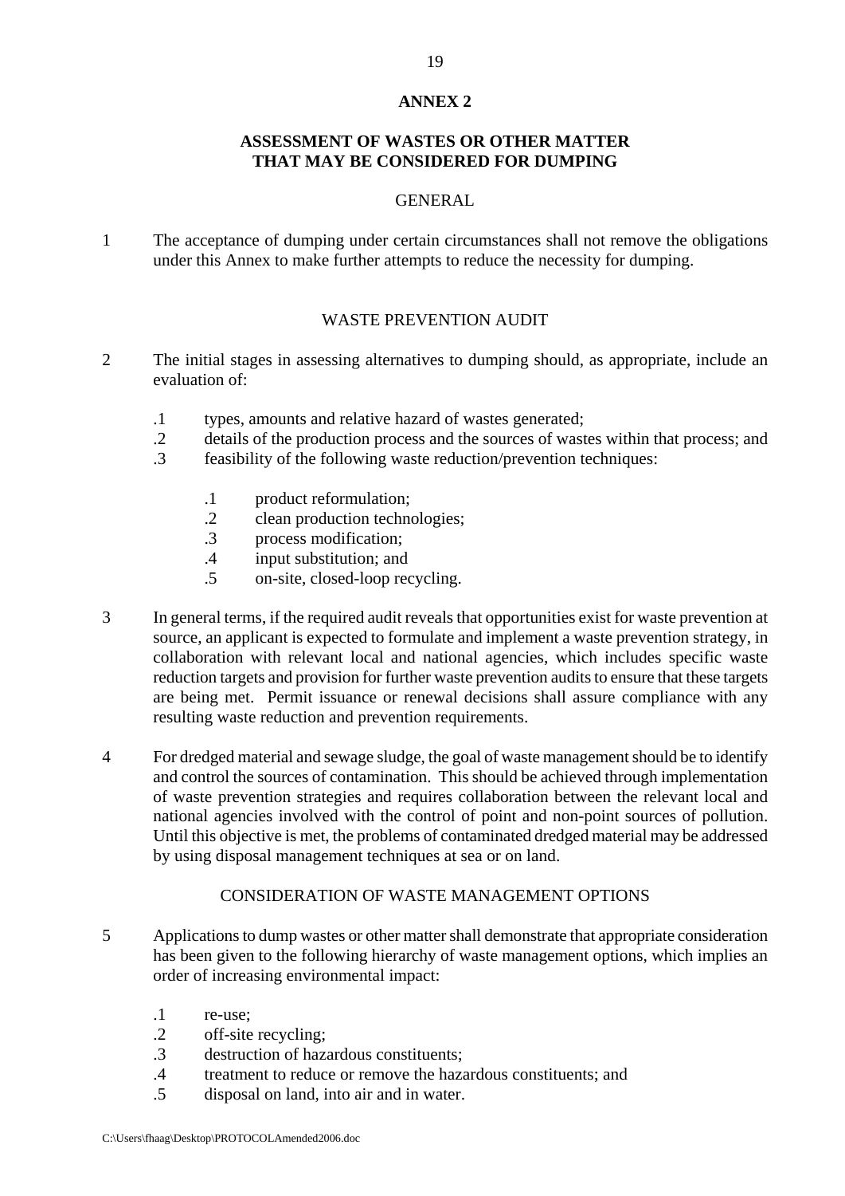# ANNEX 2

## ASSESSMENT OF WASTES OR OTHER MATTER THAT MAY BE CONSIDERED FOR DUMPING

### GENERAL

1 The acceptance of dumping under certain circumstances shall not remove the obligations under this Annex to make further attempts to reduce the necessity for dumping.

### WASTE PREVENTION AUDIT

2 The initial stages in assessing alternatives to dumping should, as appropriate, include an evaluation of:

- .1 types, amounts and relative hazard of wastes generated;
- .2 details of the production process and the sources of wastes within that process; and
- .3 feasibility of the following waste reduction/prevention techniques:
  - .1 product reformulation;
  - .2 clean production technologies;
  - .3 process modification;
  - .4 input substitution; and
  - .5 on-site, closed-loop recycling.

3 In general terms, if the required audit reveals that opportunities exist for waste prevention at source, an applicant is expected to formulate and implement a waste prevention strategy, in collaboration with relevant local and national agencies, which includes specific waste reduction targets and provision for further waste prevention audits to ensure that these targets are being met. Permit issuance or renewal decisions shall assure compliance with any resulting waste reduction and prevention requirements.

4 For dredged material and sewage sludge, the goal of waste management should be to identify and control the sources of contamination. This should be achieved through implementation of waste prevention strategies and requires collaboration between the relevant local and national agencies involved with the control of point and non-point sources of pollution. Until this objective is met, the problems of contaminated dredged material may be addressed by using disposal management techniques at sea or on land.

### CONSIDERATION OF WASTE MANAGEMENT OPTIONS

5 Applications to dump wastes or other matter shall demonstrate that appropriate consideration has been given to the following hierarchy of waste management options, which implies an order of increasing environmental impact:

- .1 re-use;
- .2 off-site recycling;
- .3 destruction of hazardous constituents;
- .4 treatment to reduce or remove the hazardous constituents; and
- .5 disposal on land, into air and in water.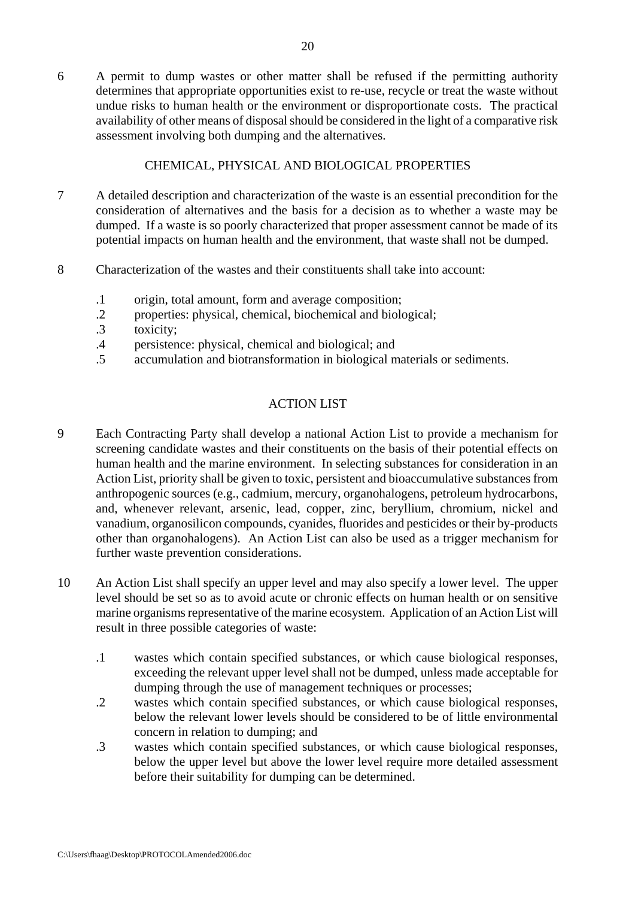6 A permit to dump wastes or other matter shall be refused if the permitting authority determines that appropriate opportunities exist to re-use, recycle or treat the waste without undue risks to human health or the environment or disproportionate costs. The practical availability of other means of disposal should be considered in the light of a comparative risk assessment involving both dumping and the alternatives.

## CHEMICAL, PHYSICAL AND BIOLOGICAL PROPERTIES

7 A detailed description and characterization of the waste is an essential precondition for the consideration of alternatives and the basis for a decision as to whether a waste may be dumped. If a waste is so poorly characterized that proper assessment cannot be made of its potential impacts on human health and the environment, that waste shall not be dumped.

8 Characterization of the wastes and their constituents shall take into account:

- .1 origin, total amount, form and average composition;
- .2 properties: physical, chemical, biochemical and biological;
- .3 toxicity;
- .4 persistence: physical, chemical and biological; and
- .5 accumulation and biotransformation in biological materials or sediments.

## ACTION LIST

9 Each Contracting Party shall develop a national Action List to provide a mechanism for screening candidate wastes and their constituents on the basis of their potential effects on human health and the marine environment. In selecting substances for consideration in an Action List, priority shall be given to toxic, persistent and bioaccumulative substances from anthropogenic sources (e.g., cadmium, mercury, organohalogens, petroleum hydrocarbons, and, whenever relevant, arsenic, lead, copper, zinc, beryllium, chromium, nickel and vanadium, organosilicon compounds, cyanides, fluorides and pesticides or their by-products other than organohalogens). An Action List can also be used as a trigger mechanism for further waste prevention considerations.

10 An Action List shall specify an upper level and may also specify a lower level. The upper level should be set so as to avoid acute or chronic effects on human health or on sensitive marine organisms representative of the marine ecosystem. Application of an Action List will result in three possible categories of waste:

- .1 wastes which contain specified substances, or which cause biological responses, exceeding the relevant upper level shall not be dumped, unless made acceptable for dumping through the use of management techniques or processes;
- .2 wastes which contain specified substances, or which cause biological responses, below the relevant lower levels should be considered to be of little environmental concern in relation to dumping; and
- .3 wastes which contain specified substances, or which cause biological responses, below the upper level but above the lower level require more detailed assessment before their suitability for dumping can be determined.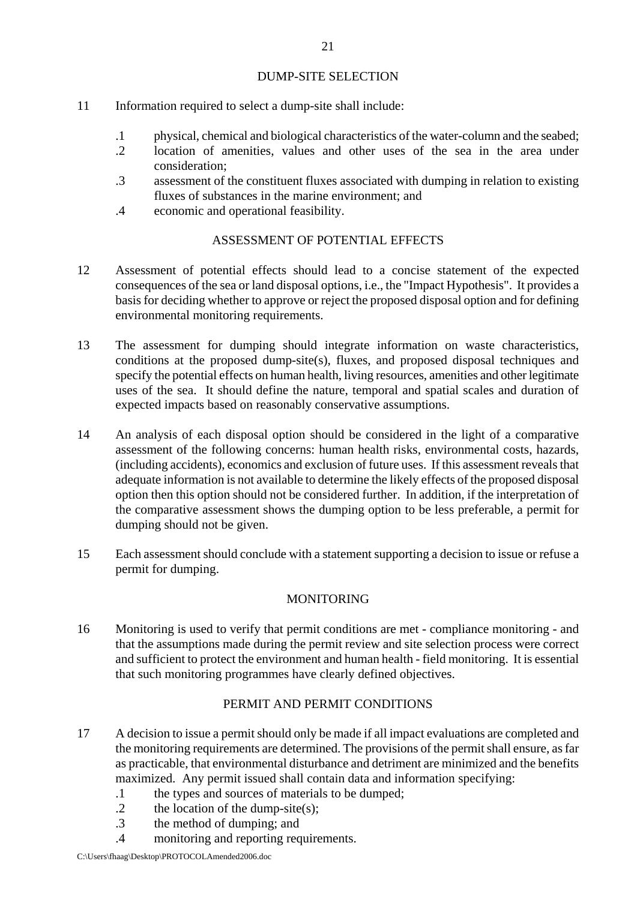## DUMP-SITE SELECTION

11 Information required to select a dump-site shall include:

- .1 physical, chemical and biological characteristics of the water-column and the seabed;
- .2 location of amenities, values and other uses of the sea in the area under consideration;
- .3 assessment of the constituent fluxes associated with dumping in relation to existing fluxes of substances in the marine environment; and
- .4 economic and operational feasibility.

## ASSESSMENT OF POTENTIAL EFFECTS

12 Assessment of potential effects should lead to a concise statement of the expected consequences of the sea or land disposal options, i.e., the "Impact Hypothesis". It provides a basis for deciding whether to approve or reject the proposed disposal option and for defining environmental monitoring requirements.

13 The assessment for dumping should integrate information on waste characteristics, conditions at the proposed dump-site(s), fluxes, and proposed disposal techniques and specify the potential effects on human health, living resources, amenities and other legitimate uses of the sea. It should define the nature, temporal and spatial scales and duration of expected impacts based on reasonably conservative assumptions.

14 An analysis of each disposal option should be considered in the light of a comparative assessment of the following concerns: human health risks, environmental costs, hazards, (including accidents), economics and exclusion of future uses. If this assessment reveals that adequate information is not available to determine the likely effects of the proposed disposal option then this option should not be considered further. In addition, if the interpretation of the comparative assessment shows the dumping option to be less preferable, a permit for dumping should not be given.

15 Each assessment should conclude with a statement supporting a decision to issue or refuse a permit for dumping.

## MONITORING

16 Monitoring is used to verify that permit conditions are met - compliance monitoring - and that the assumptions made during the permit review and site selection process were correct and sufficient to protect the environment and human health - field monitoring. It is essential that such monitoring programmes have clearly defined objectives.

## PERMIT AND PERMIT CONDITIONS

17 A decision to issue a permit should only be made if all impact evaluations are completed and the monitoring requirements are determined. The provisions of the permit shall ensure, as far as practicable, that environmental disturbance and detriment are minimized and the benefits maximized. Any permit issued shall contain data and information specifying:

- .1 the types and sources of materials to be dumped;
- .2 the location of the dump-site(s);
- .3 the method of dumping; and
- .4 monitoring and reporting requirements.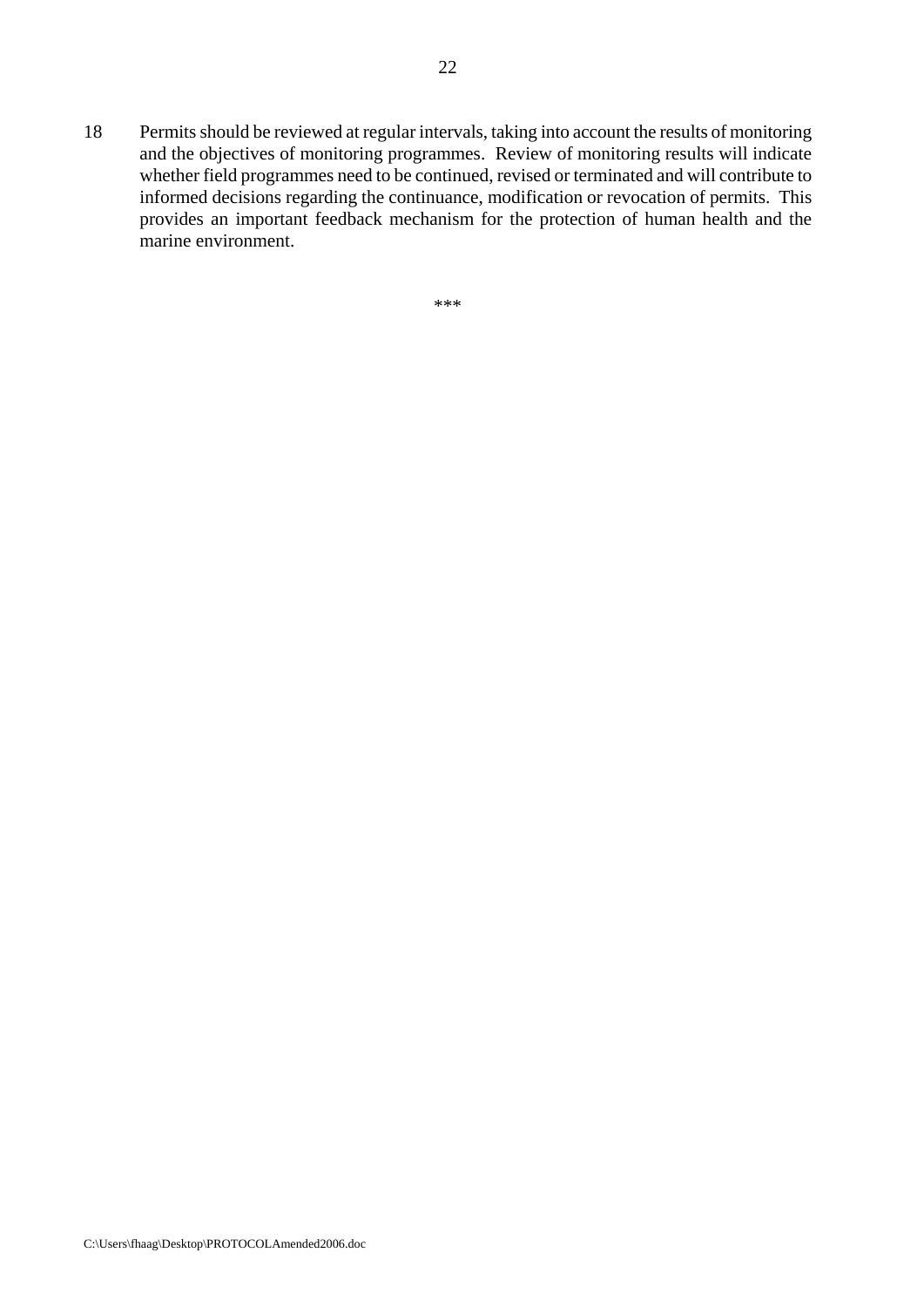18 Permits should be reviewed at regular intervals, taking into account the results of monitoring and the objectives of monitoring programmes. Review of monitoring results will indicate whether field programmes need to be continued, revised or terminated and will contribute to informed decisions regarding the continuance, modification or revocation of permits. This provides an important feedback mechanism for the protection of human health and the marine environment.

***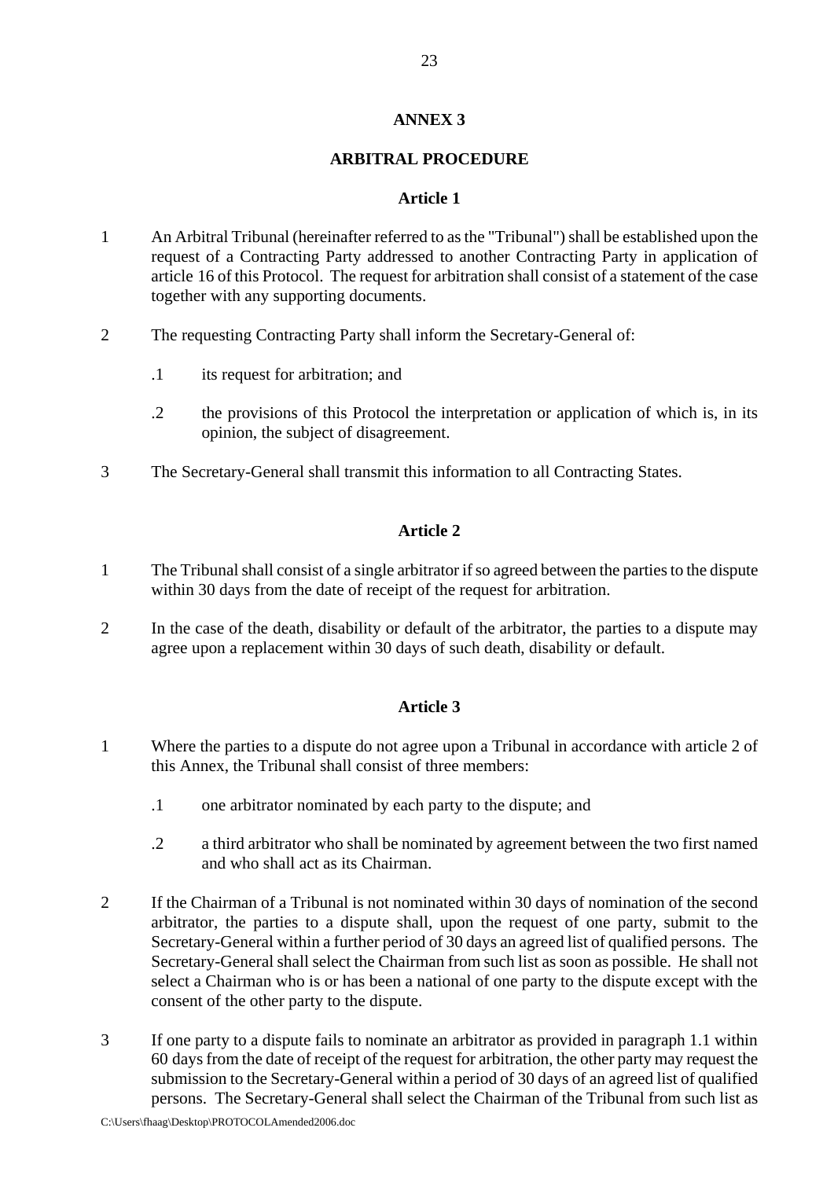## ANNEX 3

## ARBITRAL PROCEDURE

### Article 1

1 An Arbitral Tribunal (hereinafter referred to as the "Tribunal") shall be established upon the request of a Contracting Party addressed to another Contracting Party in application of article 16 of this Protocol. The request for arbitration shall consist of a statement of the case together with any supporting documents.

2 The requesting Contracting Party shall inform the Secretary-General of:

.1 its request for arbitration; and

.2 the provisions of this Protocol the interpretation or application of which is, in its opinion, the subject of disagreement.

3 The Secretary-General shall transmit this information to all Contracting States.

### Article 2

1 The Tribunal shall consist of a single arbitrator if so agreed between the parties to the dispute within 30 days from the date of receipt of the request for arbitration.

2 In the case of the death, disability or default of the arbitrator, the parties to a dispute may agree upon a replacement within 30 days of such death, disability or default.

### Article 3

1 Where the parties to a dispute do not agree upon a Tribunal in accordance with article 2 of this Annex, the Tribunal shall consist of three members:

.1 one arbitrator nominated by each party to the dispute; and

.2 a third arbitrator who shall be nominated by agreement between the two first named and who shall act as its Chairman.

2 If the Chairman of a Tribunal is not nominated within 30 days of nomination of the second arbitrator, the parties to a dispute shall, upon the request of one party, submit to the Secretary-General within a further period of 30 days an agreed list of qualified persons. The Secretary-General shall select the Chairman from such list as soon as possible. He shall not select a Chairman who is or has been a national of one party to the dispute except with the consent of the other party to the dispute.

3 If one party to a dispute fails to nominate an arbitrator as provided in paragraph 1.1 within 60 days from the date of receipt of the request for arbitration, the other party may request the submission to the Secretary-General within a period of 30 days of an agreed list of qualified persons. The Secretary-General shall select the Chairman of the Tribunal from such list as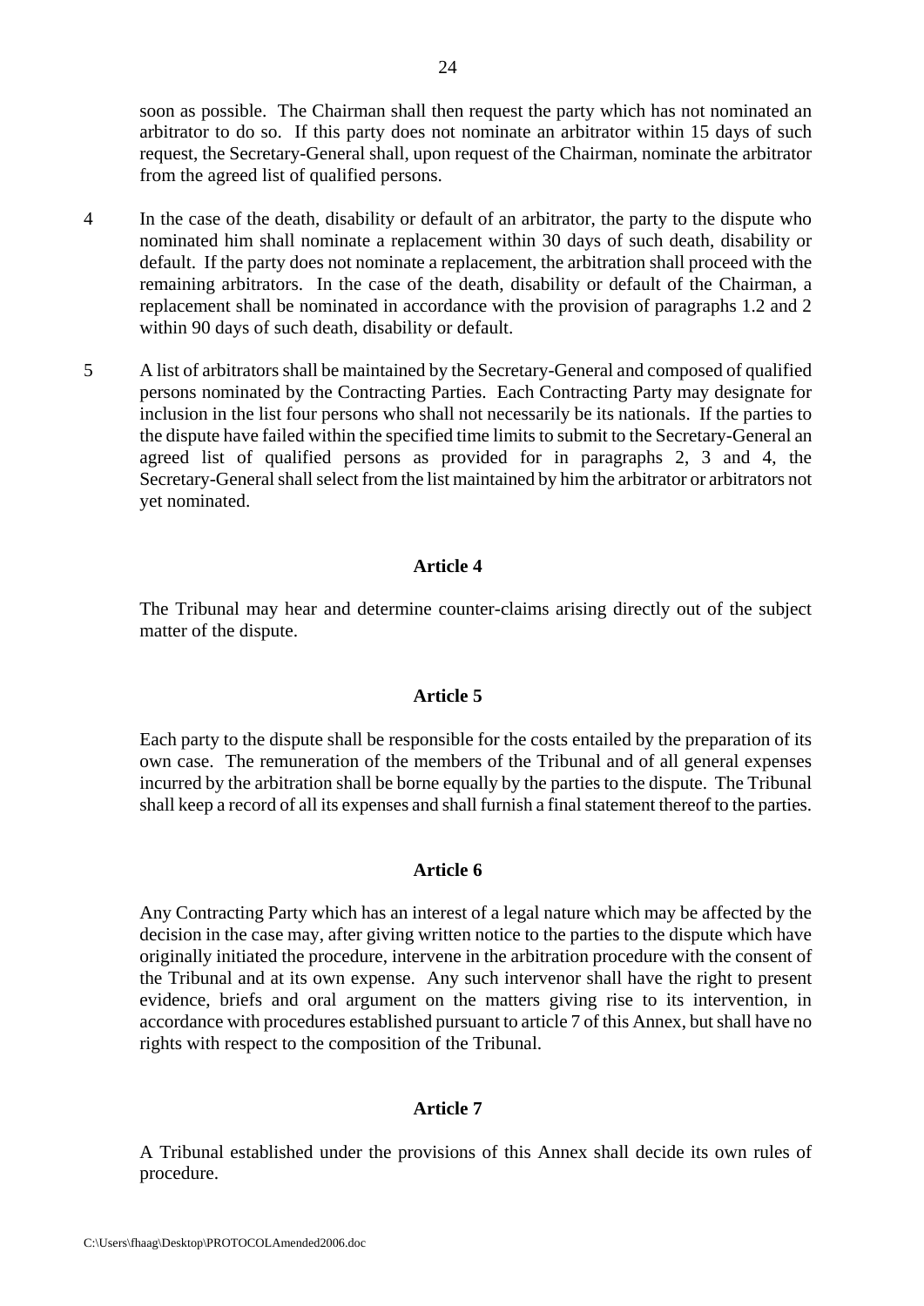soon as possible. The Chairman shall then request the party which has not nominated an arbitrator to do so. If this party does not nominate an arbitrator within 15 days of such request, the Secretary-General shall, upon request of the Chairman, nominate the arbitrator from the agreed list of qualified persons.

4 In the case of the death, disability or default of an arbitrator, the party to the dispute who nominated him shall nominate a replacement within 30 days of such death, disability or default. If the party does not nominate a replacement, the arbitration shall proceed with the remaining arbitrators. In the case of the death, disability or default of the Chairman, a replacement shall be nominated in accordance with the provision of paragraphs 1.2 and 2 within 90 days of such death, disability or default.

5 A list of arbitrators shall be maintained by the Secretary-General and composed of qualified persons nominated by the Contracting Parties. Each Contracting Party may designate for inclusion in the list four persons who shall not necessarily be its nationals. If the parties to the dispute have failed within the specified time limits to submit to the Secretary-General an agreed list of qualified persons as provided for in paragraphs 2, 3 and 4, the Secretary-General shall select from the list maintained by him the arbitrator or arbitrators not yet nominated.

**Article 4**

The Tribunal may hear and determine counter-claims arising directly out of the subject matter of the dispute.

**Article 5**

Each party to the dispute shall be responsible for the costs entailed by the preparation of its own case. The remuneration of the members of the Tribunal and of all general expenses incurred by the arbitration shall be borne equally by the parties to the dispute. The Tribunal shall keep a record of all its expenses and shall furnish a final statement thereof to the parties.

**Article 6**

Any Contracting Party which has an interest of a legal nature which may be affected by the decision in the case may, after giving written notice to the parties to the dispute which have originally initiated the procedure, intervene in the arbitration procedure with the consent of the Tribunal and at its own expense. Any such intervenor shall have the right to present evidence, briefs and oral argument on the matters giving rise to its intervention, in accordance with procedures established pursuant to article 7 of this Annex, but shall have no rights with respect to the composition of the Tribunal.

**Article 7**

A Tribunal established under the provisions of this Annex shall decide its own rules of procedure.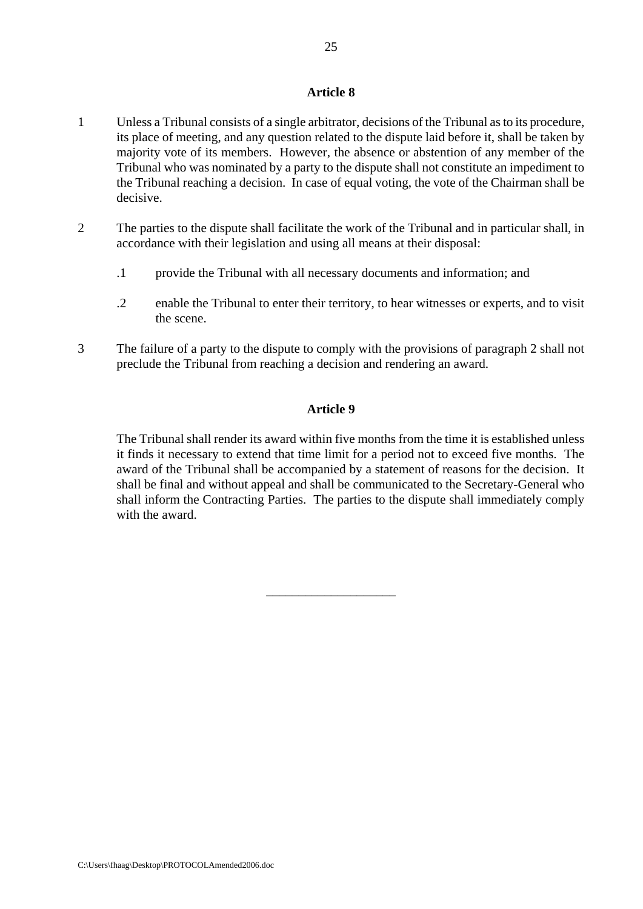## Article 8

1 Unless a Tribunal consists of a single arbitrator, decisions of the Tribunal as to its procedure, its place of meeting, and any question related to the dispute laid before it, shall be taken by majority vote of its members. However, the absence or abstention of any member of the Tribunal who was nominated by a party to the dispute shall not constitute an impediment to the Tribunal reaching a decision. In case of equal voting, the vote of the Chairman shall be decisive.

2 The parties to the dispute shall facilitate the work of the Tribunal and in particular shall, in accordance with their legislation and using all means at their disposal:

.1 provide the Tribunal with all necessary documents and information; and

.2 enable the Tribunal to enter their territory, to hear witnesses or experts, and to visit the scene.

3 The failure of a party to the dispute to comply with the provisions of paragraph 2 shall not preclude the Tribunal from reaching a decision and rendering an award.

## Article 9

The Tribunal shall render its award within five months from the time it is established unless it finds it necessary to extend that time limit for a period not to exceed five months. The award of the Tribunal shall be accompanied by a statement of reasons for the decision. It shall be final and without appeal and shall be communicated to the Secretary-General who shall inform the Contracting Parties. The parties to the dispute shall immediately comply with the award.

___________________